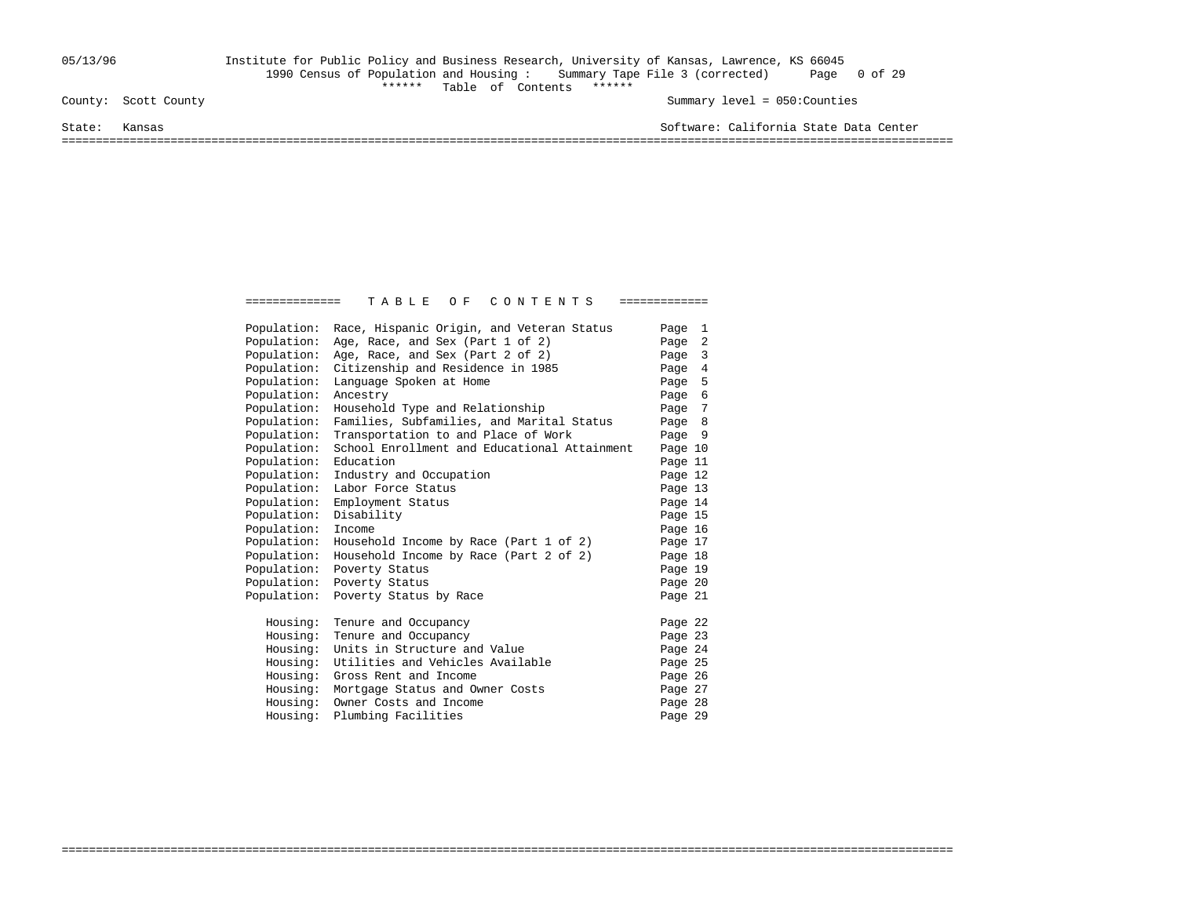05/13/96 Institute for Public Policy and Business Research, University of Kansas, Lawrence, KS 66045

1990 Census of Population and Housing : Summary Tape File 3 (corrected)

****** Table of Contents ******

County: Scott County Summary level = 050:Counties

State: Kansas Software: California State Data Center

# T A B L E O F C O N T E N T S

| | | |
|---|---|---|
| Population: | Race, Hispanic Origin, and Veteran Status | Page 1 |
| Population: | Age, Race, and Sex (Part 1 of 2) | Page 2 |
| Population: | Age, Race, and Sex (Part 2 of 2) | Page 3 |
| Population: | Citizenship and Residence in 1985 | Page 4 |
| Population: | Language Spoken at Home | Page 5 |
| Population: | Ancestry | Page 6 |
| Population: | Household Type and Relationship | Page 7 |
| Population: | Families, Subfamilies, and Marital Status | Page 8 |
| Population: | Transportation to and Place of Work | Page 9 |
| Population: | School Enrollment and Educational Attainment | Page 10 |
| Population: | Education | Page 11 |
| Population: | Industry and Occupation | Page 12 |
| Population: | Labor Force Status | Page 13 |
| Population: | Employment Status | Page 14 |
| Population: | Disability | Page 15 |
| Population: | Income | Page 16 |
| Population: | Household Income by Race (Part 1 of 2) | Page 17 |
| Population: | Household Income by Race (Part 2 of 2) | Page 18 |
| Population: | Poverty Status | Page 19 |
| Population: | Poverty Status | Page 20 |
| Population: | Poverty Status by Race | Page 21 |
| Housing: | Tenure and Occupancy | Page 22 |
| Housing: | Tenure and Occupancy | Page 23 |
| Housing: | Units in Structure and Value | Page 24 |
| Housing: | Utilities and Vehicles Available | Page 25 |
| Housing: | Gross Rent and Income | Page 26 |
| Housing: | Mortgage Status and Owner Costs | Page 27 |
| Housing: | Owner Costs and Income | Page 28 |
| Housing: | Plumbing Facilities | Page 29 |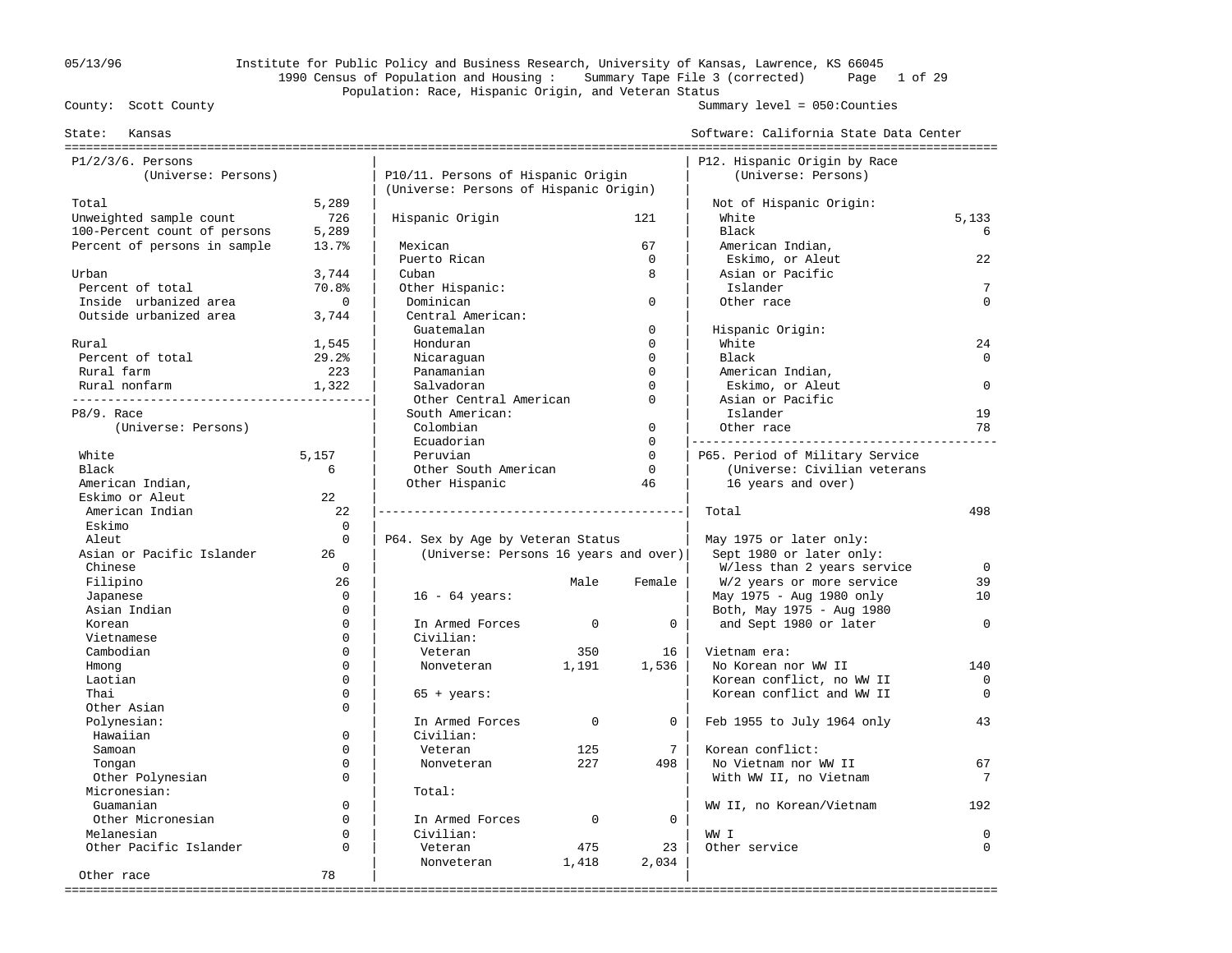Institute for Public Policy and Business Research, University of Kansas, Lawrence, KS 66045
1990 Census of Population and Housing : Summary Tape File 3 (corrected)
Population: Race, Hispanic Origin, and Veteran Status

County: Scott County — Summary level = 050:Counties

State: Kansas — Software: California State Data Center

05/13/96

## P1/2/3/6. Persons
(Universe: Persons)

| | |
|---|---|
| Total | 5,289 |
| Unweighted sample count | 726 |
| 100-Percent count of persons | 5,289 |
| Percent of persons in sample | 13.7% |
| Urban | 3,744 |
| Percent of total | 70.8% |
| Inside urbanized area | 0 |
| Outside urbanized area | 3,744 |
| Rural | 1,545 |
| Percent of total | 29.2% |
| Rural farm | 223 |
| Rural nonfarm | 1,322 |

## P8/9. Race
(Universe: Persons)

| | |
|---|---|
| White | 5,157 |
| Black | 6 |
| American Indian, Eskimo or Aleut | 22 |
| American Indian | 22 |
| Eskimo | 0 |
| Aleut | 0 |
| Asian or Pacific Islander | 26 |
| Chinese | 0 |
| Filipino | 26 |
| Japanese | 0 |
| Asian Indian | 0 |
| Korean | 0 |
| Vietnamese | 0 |
| Cambodian | 0 |
| Hmong | 0 |
| Laotian | 0 |
| Thai | 0 |
| Other Asian | 0 |
| Polynesian: | |
| Hawaiian | 0 |
| Samoan | 0 |
| Tongan | 0 |
| Other Polynesian | 0 |
| Micronesian: | |
| Guamanian | 0 |
| Other Micronesian | 0 |
| Melanesian | 0 |
| Other Pacific Islander | 0 |
| Other race | 78 |

## P10/11. Persons of Hispanic Origin
(Universe: Persons of Hispanic Origin)

| | |
|---|---|
| Hispanic Origin | 121 |
| Mexican | 67 |
| Puerto Rican | 0 |
| Cuban | 8 |
| Other Hispanic: | |
| Dominican | 0 |
| Central American: | |
| Guatemalan | 0 |
| Honduran | 0 |
| Nicaraguan | 0 |
| Panamanian | 0 |
| Salvadoran | 0 |
| Other Central American | 0 |
| South American: | |
| Colombian | 0 |
| Ecuadorian | 0 |
| Peruvian | 0 |
| Other South American | 0 |
| Other Hispanic | 46 |

## P64. Sex by Age by Veteran Status
(Universe: Persons 16 years and over)

| | Male | Female |
|---|---|---|
| **16 - 64 years:** | | |
| In Armed Forces | 0 | 0 |
| Civilian: | | |
| Veteran | 350 | 16 |
| Nonveteran | 1,191 | 1,536 |
| **65 + years:** | | |
| In Armed Forces | 0 | 0 |
| Civilian: | | |
| Veteran | 125 | 7 |
| Nonveteran | 227 | 498 |
| **Total:** | | |
| In Armed Forces | 0 | 0 |
| Civilian: | | |
| Veteran | 475 | 23 |
| Nonveteran | 1,418 | 2,034 |

## P12. Hispanic Origin by Race
(Universe: Persons)

| | |
|---|---|
| **Not of Hispanic Origin:** | |
| White | 5,133 |
| Black | 6 |
| American Indian, Eskimo, or Aleut | 22 |
| Asian or Pacific Islander | 7 |
| Other race | 0 |
| **Hispanic Origin:** | |
| White | 24 |
| Black | 0 |
| American Indian, Eskimo, or Aleut | 0 |
| Asian or Pacific Islander | 19 |
| Other race | 78 |

## P65. Period of Military Service
(Universe: Civilian veterans 16 years and over)

| | |
|---|---|
| Total | 498 |
| May 1975 or later only: | |
| Sept 1980 or later only: | |
| W/less than 2 years service | 0 |
| W/2 years or more service | 39 |
| May 1975 - Aug 1980 only | 10 |
| Both, May 1975 - Aug 1980 and Sept 1980 or later | 0 |
| Vietnam era: | |
| No Korean nor WW II | 140 |
| Korean conflict, no WW II | 0 |
| Korean conflict and WW II | 0 |
| Feb 1955 to July 1964 only | 43 |
| Korean conflict: | |
| No Vietnam nor WW II | 67 |
| With WW II, no Vietnam | 7 |
| WW II, no Korean/Vietnam | 192 |
| WW I | 0 |
| Other service | 0 |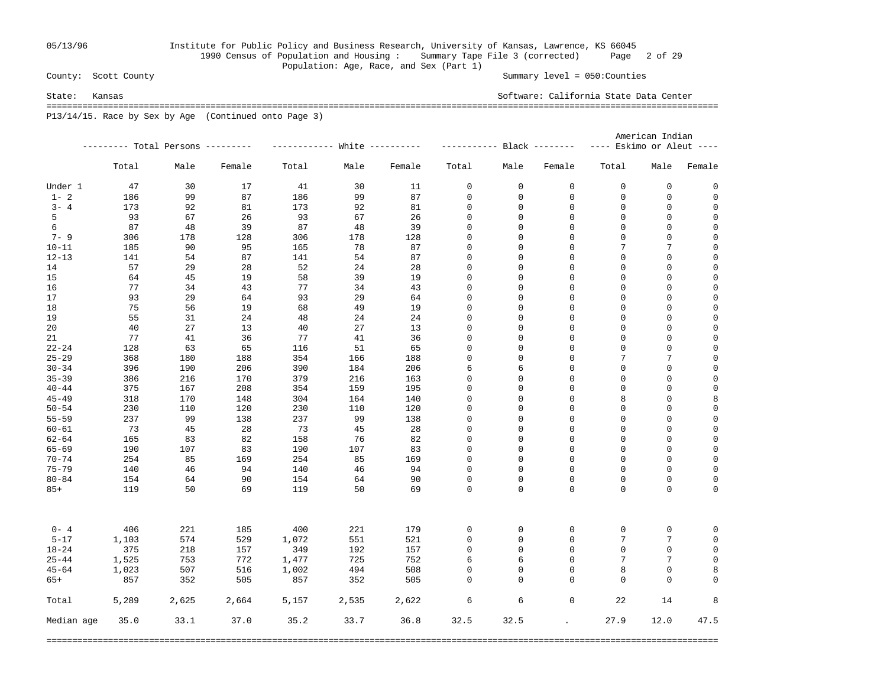County: Scott County

Summary level = 050:Counties

State: Kansas

Software: California State Data Center

1990 Census of Population and Housing : Summary Tape File 3 (corrected)

Population: Age, Race, and Sex (Part 1)

P13/14/15. Race by Sex by Age (Continued onto Page 3)

| | Total Persons | | | White | | | Black | | | American Indian Eskimo or Aleut | | |
|---|---|---|---|---|---|---|---|---|---|---|---|---|
| | Total | Male | Female | Total | Male | Female | Total | Male | Female | Total | Male | Female |
| Under 1 | 47 | 30 | 17 | 41 | 30 | 11 | 0 | 0 | 0 | 0 | 0 | 0 |
| 1- 2 | 186 | 99 | 87 | 186 | 99 | 87 | 0 | 0 | 0 | 0 | 0 | 0 |
| 3- 4 | 173 | 92 | 81 | 173 | 92 | 81 | 0 | 0 | 0 | 0 | 0 | 0 |
| 5 | 93 | 67 | 26 | 93 | 67 | 26 | 0 | 0 | 0 | 0 | 0 | 0 |
| 6 | 87 | 48 | 39 | 87 | 48 | 39 | 0 | 0 | 0 | 0 | 0 | 0 |
| 7- 9 | 306 | 178 | 128 | 306 | 178 | 128 | 0 | 0 | 0 | 0 | 0 | 0 |
| 10-11 | 185 | 90 | 95 | 165 | 78 | 87 | 0 | 0 | 0 | 7 | 7 | 0 |
| 12-13 | 141 | 54 | 87 | 141 | 54 | 87 | 0 | 0 | 0 | 0 | 0 | 0 |
| 14 | 57 | 29 | 28 | 52 | 24 | 28 | 0 | 0 | 0 | 0 | 0 | 0 |
| 15 | 64 | 45 | 19 | 58 | 39 | 19 | 0 | 0 | 0 | 0 | 0 | 0 |
| 16 | 77 | 34 | 43 | 77 | 34 | 43 | 0 | 0 | 0 | 0 | 0 | 0 |
| 17 | 93 | 29 | 64 | 93 | 29 | 64 | 0 | 0 | 0 | 0 | 0 | 0 |
| 18 | 75 | 56 | 19 | 68 | 49 | 19 | 0 | 0 | 0 | 0 | 0 | 0 |
| 19 | 55 | 31 | 24 | 48 | 24 | 24 | 0 | 0 | 0 | 0 | 0 | 0 |
| 20 | 40 | 27 | 13 | 40 | 27 | 13 | 0 | 0 | 0 | 0 | 0 | 0 |
| 21 | 77 | 41 | 36 | 77 | 41 | 36 | 0 | 0 | 0 | 0 | 0 | 0 |
| 22-24 | 128 | 63 | 65 | 116 | 51 | 65 | 0 | 0 | 0 | 0 | 0 | 0 |
| 25-29 | 368 | 180 | 188 | 354 | 166 | 188 | 0 | 0 | 0 | 7 | 7 | 0 |
| 30-34 | 396 | 190 | 206 | 390 | 184 | 206 | 6 | 6 | 0 | 0 | 0 | 0 |
| 35-39 | 386 | 216 | 170 | 379 | 216 | 163 | 0 | 0 | 0 | 0 | 0 | 0 |
| 40-44 | 375 | 167 | 208 | 354 | 159 | 195 | 0 | 0 | 0 | 0 | 0 | 0 |
| 45-49 | 318 | 170 | 148 | 304 | 164 | 140 | 0 | 0 | 0 | 8 | 0 | 8 |
| 50-54 | 230 | 110 | 120 | 230 | 110 | 120 | 0 | 0 | 0 | 0 | 0 | 0 |
| 55-59 | 237 | 99 | 138 | 237 | 99 | 138 | 0 | 0 | 0 | 0 | 0 | 0 |
| 60-61 | 73 | 45 | 28 | 73 | 45 | 28 | 0 | 0 | 0 | 0 | 0 | 0 |
| 62-64 | 165 | 83 | 82 | 158 | 76 | 82 | 0 | 0 | 0 | 0 | 0 | 0 |
| 65-69 | 190 | 107 | 83 | 190 | 107 | 83 | 0 | 0 | 0 | 0 | 0 | 0 |
| 70-74 | 254 | 85 | 169 | 254 | 85 | 169 | 0 | 0 | 0 | 0 | 0 | 0 |
| 75-79 | 140 | 46 | 94 | 140 | 46 | 94 | 0 | 0 | 0 | 0 | 0 | 0 |
| 80-84 | 154 | 64 | 90 | 154 | 64 | 90 | 0 | 0 | 0 | 0 | 0 | 0 |
| 85+ | 119 | 50 | 69 | 119 | 50 | 69 | 0 | 0 | 0 | 0 | 0 | 0 |
| 0- 4 | 406 | 221 | 185 | 400 | 221 | 179 | 0 | 0 | 0 | 0 | 0 | 0 |
| 5-17 | 1,103 | 574 | 529 | 1,072 | 551 | 521 | 0 | 0 | 0 | 7 | 7 | 0 |
| 18-24 | 375 | 218 | 157 | 349 | 192 | 157 | 0 | 0 | 0 | 0 | 0 | 0 |
| 25-44 | 1,525 | 753 | 772 | 1,477 | 725 | 752 | 6 | 6 | 0 | 7 | 7 | 0 |
| 45-64 | 1,023 | 507 | 516 | 1,002 | 494 | 508 | 0 | 0 | 0 | 8 | 0 | 8 |
| 65+ | 857 | 352 | 505 | 857 | 352 | 505 | 0 | 0 | 0 | 0 | 0 | 0 |
| Total | 5,289 | 2,625 | 2,664 | 5,157 | 2,535 | 2,622 | 6 | 6 | 0 | 22 | 14 | 8 |
| Median age | 35.0 | 33.1 | 37.0 | 35.2 | 33.7 | 36.8 | 32.5 | 32.5 | . | 27.9 | 12.0 | 47.5 |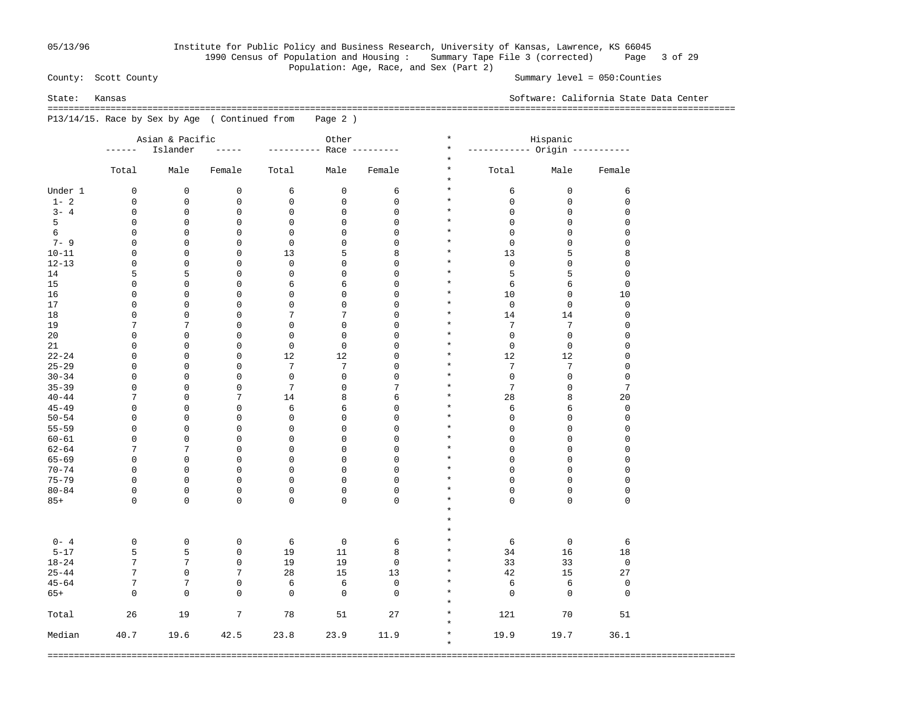05/13/96 Institute for Public Policy and Business Research, University of Kansas, Lawrence, KS 66045

1990 Census of Population and Housing : Summary Tape File 3 (corrected)

Population: Age, Race, and Sex (Part 2)

County: Scott County — Summary level = 050:Counties

State: Kansas — Software: California State Data Center

## P13/14/15. Race by Sex by Age ( Continued from Page 2 )

| | Asian & Pacific Islander | | | Other Race | | | Hispanic Origin | | |
|---|---|---|---|---|---|---|---|---|---|
| | Total | Male | Female | Total | Male | Female | Total | Male | Female |
| Under 1 | 0 | 0 | 0 | 6 | 0 | 6 | 6 | 0 | 6 |
| 1- 2 | 0 | 0 | 0 | 0 | 0 | 0 | 0 | 0 | 0 |
| 3- 4 | 0 | 0 | 0 | 0 | 0 | 0 | 0 | 0 | 0 |
| 5 | 0 | 0 | 0 | 0 | 0 | 0 | 0 | 0 | 0 |
| 6 | 0 | 0 | 0 | 0 | 0 | 0 | 0 | 0 | 0 |
| 7- 9 | 0 | 0 | 0 | 0 | 0 | 0 | 0 | 0 | 0 |
| 10-11 | 0 | 0 | 0 | 13 | 5 | 8 | 13 | 5 | 8 |
| 12-13 | 0 | 0 | 0 | 0 | 0 | 0 | 0 | 0 | 0 |
| 14 | 5 | 5 | 0 | 0 | 0 | 0 | 5 | 5 | 0 |
| 15 | 0 | 0 | 0 | 6 | 6 | 0 | 6 | 6 | 0 |
| 16 | 0 | 0 | 0 | 0 | 0 | 0 | 10 | 0 | 10 |
| 17 | 0 | 0 | 0 | 0 | 0 | 0 | 0 | 0 | 0 |
| 18 | 0 | 0 | 0 | 7 | 7 | 0 | 14 | 14 | 0 |
| 19 | 7 | 7 | 0 | 0 | 0 | 0 | 7 | 7 | 0 |
| 20 | 0 | 0 | 0 | 0 | 0 | 0 | 0 | 0 | 0 |
| 21 | 0 | 0 | 0 | 0 | 0 | 0 | 0 | 0 | 0 |
| 22-24 | 0 | 0 | 0 | 12 | 12 | 0 | 12 | 12 | 0 |
| 25-29 | 0 | 0 | 0 | 7 | 7 | 0 | 7 | 7 | 0 |
| 30-34 | 0 | 0 | 0 | 0 | 0 | 0 | 0 | 0 | 0 |
| 35-39 | 0 | 0 | 0 | 7 | 0 | 7 | 7 | 0 | 7 |
| 40-44 | 7 | 0 | 7 | 14 | 8 | 6 | 28 | 8 | 20 |
| 45-49 | 0 | 0 | 0 | 6 | 6 | 0 | 6 | 6 | 0 |
| 50-54 | 0 | 0 | 0 | 0 | 0 | 0 | 0 | 0 | 0 |
| 55-59 | 0 | 0 | 0 | 0 | 0 | 0 | 0 | 0 | 0 |
| 60-61 | 0 | 0 | 0 | 0 | 0 | 0 | 0 | 0 | 0 |
| 62-64 | 7 | 7 | 0 | 0 | 0 | 0 | 0 | 0 | 0 |
| 65-69 | 0 | 0 | 0 | 0 | 0 | 0 | 0 | 0 | 0 |
| 70-74 | 0 | 0 | 0 | 0 | 0 | 0 | 0 | 0 | 0 |
| 75-79 | 0 | 0 | 0 | 0 | 0 | 0 | 0 | 0 | 0 |
| 80-84 | 0 | 0 | 0 | 0 | 0 | 0 | 0 | 0 | 0 |
| 85+ | 0 | 0 | 0 | 0 | 0 | 0 | 0 | 0 | 0 |
| 0- 4 | 0 | 0 | 0 | 6 | 0 | 6 | 6 | 0 | 6 |
| 5-17 | 5 | 5 | 0 | 19 | 11 | 8 | 34 | 16 | 18 |
| 18-24 | 7 | 7 | 0 | 19 | 19 | 0 | 33 | 33 | 0 |
| 25-44 | 7 | 0 | 7 | 28 | 15 | 13 | 42 | 15 | 27 |
| 45-64 | 7 | 7 | 0 | 6 | 6 | 0 | 6 | 6 | 0 |
| 65+ | 0 | 0 | 0 | 0 | 0 | 0 | 0 | 0 | 0 |
| Total | 26 | 19 | 7 | 78 | 51 | 27 | 121 | 70 | 51 |
| Median | 40.7 | 19.6 | 42.5 | 23.8 | 23.9 | 11.9 | 19.9 | 19.7 | 36.1 |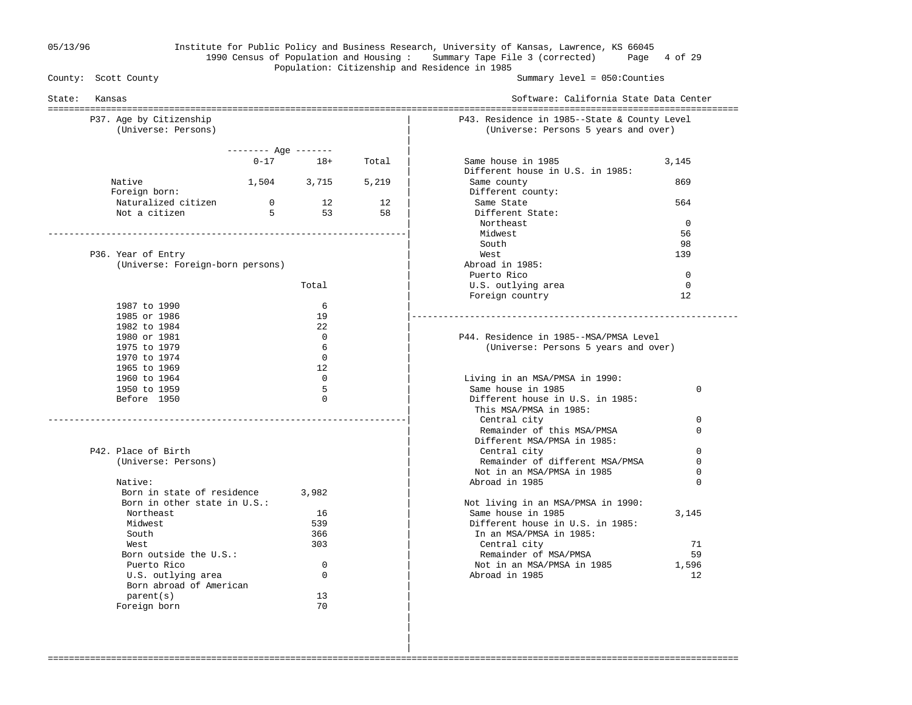Institute for Public Policy and Business Research, University of Kansas, Lawrence, KS 66045
1990 Census of Population and Housing : Summary Tape File 3 (corrected)
Population: Citizenship and Residence in 1985

County: Scott County — Summary level = 050:Counties

State: Kansas — Software: California State Data Center

## P37. Age by Citizenship
(Universe: Persons)

| | Age 0-17 | Age 18+ | Total |
|---|---|---|---|
| Native | 1,504 | 3,715 | 5,219 |
| Foreign born: | | | |
| Naturalized citizen | 0 | 12 | 12 |
| Not a citizen | 5 | 53 | 58 |

## P36. Year of Entry
(Universe: Foreign-born persons)

| | Total |
|---|---|
| 1987 to 1990 | 6 |
| 1985 or 1986 | 19 |
| 1982 to 1984 | 22 |
| 1980 or 1981 | 0 |
| 1975 to 1979 | 6 |
| 1970 to 1974 | 0 |
| 1965 to 1969 | 12 |
| 1960 to 1964 | 0 |
| 1950 to 1959 | 5 |
| Before 1950 | 0 |

## P42. Place of Birth
(Universe: Persons)

| | |
|---|---|
| Native: | |
| Born in state of residence | 3,982 |
| Born in other state in U.S.: | |
| Northeast | 16 |
| Midwest | 539 |
| South | 366 |
| West | 303 |
| Born outside the U.S.: | |
| Puerto Rico | 0 |
| U.S. outlying area | 0 |
| Born abroad of American parent(s) | 13 |
| Foreign born | 70 |

## P43. Residence in 1985--State & County Level
(Universe: Persons 5 years and over)

| | |
|---|---|
| Same house in 1985 | 3,145 |
| Different house in U.S. in 1985: | |
| Same county | 869 |
| Different county: | |
| Same State | 564 |
| Different State: | |
| Northeast | 0 |
| Midwest | 56 |
| South | 98 |
| West | 139 |
| Abroad in 1985: | |
| Puerto Rico | 0 |
| U.S. outlying area | 0 |
| Foreign country | 12 |

## P44. Residence in 1985--MSA/PMSA Level
(Universe: Persons 5 years and over)

| | |
|---|---|
| Living in an MSA/PMSA in 1990: | |
| Same house in 1985 | 0 |
| Different house in U.S. in 1985: | |
| This MSA/PMSA in 1985: | |
| Central city | 0 |
| Remainder of this MSA/PMSA | 0 |
| Different MSA/PMSA in 1985: | |
| Central city | 0 |
| Remainder of different MSA/PMSA | 0 |
| Not in an MSA/PMSA in 1985 | 0 |
| Abroad in 1985 | 0 |
| Not living in an MSA/PMSA in 1990: | |
| Same house in 1985 | 3,145 |
| Different house in U.S. in 1985: | |
| In an MSA/PMSA in 1985: | |
| Central city | 71 |
| Remainder of MSA/PMSA | 59 |
| Not in an MSA/PMSA in 1985 | 1,596 |
| Abroad in 1985 | 12 |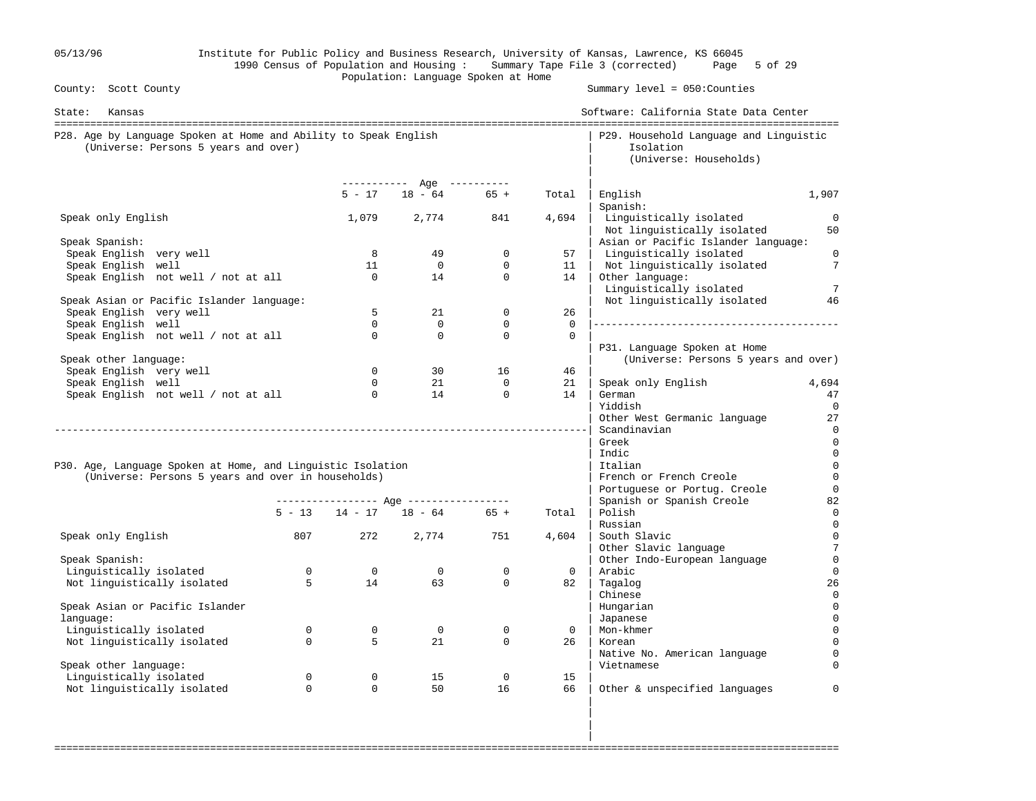Institute for Public Policy and Business Research, University of Kansas, Lawrence, KS 66045
1990 Census of Population and Housing : Summary Tape File 3 (corrected)
Population: Language Spoken at Home

County: Scott County — Summary level = 050:Counties

State: Kansas — Software: California State Data Center

## P28. Age by Language Spoken at Home and Ability to Speak English
(Universe: Persons 5 years and over)

| | Age 5 - 17 | Age 18 - 64 | Age 65 + | Total |
|---|---|---|---|---|
| Speak only English | 1,079 | 2,774 | 841 | 4,694 |
| **Speak Spanish:** | | | | |
| Speak English very well | 8 | 49 | 0 | 57 |
| Speak English well | 11 | 0 | 0 | 11 |
| Speak English not well / not at all | 0 | 14 | 0 | 14 |
| **Speak Asian or Pacific Islander language:** | | | | |
| Speak English very well | 5 | 21 | 0 | 26 |
| Speak English well | 0 | 0 | 0 | 0 |
| Speak English not well / not at all | 0 | 0 | 0 | 0 |
| **Speak other language:** | | | | |
| Speak English very well | 0 | 30 | 16 | 46 |
| Speak English well | 0 | 21 | 0 | 21 |
| Speak English not well / not at all | 0 | 14 | 0 | 14 |

## P30. Age, Language Spoken at Home, and Linguistic Isolation
(Universe: Persons 5 years and over in households)

| | Age 5 - 13 | Age 14 - 17 | Age 18 - 64 | Age 65 + | Total |
|---|---|---|---|---|---|
| Speak only English | 807 | 272 | 2,774 | 751 | 4,604 |
| **Speak Spanish:** | | | | | |
| Linguistically isolated | 0 | 0 | 0 | 0 | 0 |
| Not linguistically isolated | 5 | 14 | 63 | 0 | 82 |
| **Speak Asian or Pacific Islander language:** | | | | | |
| Linguistically isolated | 0 | 0 | 0 | 0 | 0 |
| Not linguistically isolated | 0 | 5 | 21 | 0 | 26 |
| **Speak other language:** | | | | | |
| Linguistically isolated | 0 | 0 | 15 | 0 | 15 |
| Not linguistically isolated | 0 | 0 | 50 | 16 | 66 |

## P29. Household Language and Linguistic Isolation
(Universe: Households)

| | |
|---|---|
| English | 1,907 |
| **Spanish:** | |
| Linguistically isolated | 0 |
| Not linguistically isolated | 50 |
| **Asian or Pacific Islander language:** | |
| Linguistically isolated | 0 |
| Not linguistically isolated | 7 |
| **Other language:** | |
| Linguistically isolated | 7 |
| Not linguistically isolated | 46 |

## P31. Language Spoken at Home
(Universe: Persons 5 years and over)

| | |
|---|---|
| Speak only English | 4,694 |
| German | 47 |
| Yiddish | 0 |
| Other West Germanic language | 27 |
| Scandinavian | 0 |
| Greek | 0 |
| Indic | 0 |
| Italian | 0 |
| French or French Creole | 0 |
| Portuguese or Portug. Creole | 0 |
| Spanish or Spanish Creole | 82 |
| Polish | 0 |
| Russian | 0 |
| South Slavic | 0 |
| Other Slavic language | 7 |
| Other Indo-European language | 0 |
| Arabic | 0 |
| Tagalog | 26 |
| Chinese | 0 |
| Hungarian | 0 |
| Japanese | 0 |
| Mon-khmer | 0 |
| Korean | 0 |
| Native No. American language | 0 |
| Vietnamese | 0 |
| Other & unspecified languages | 0 |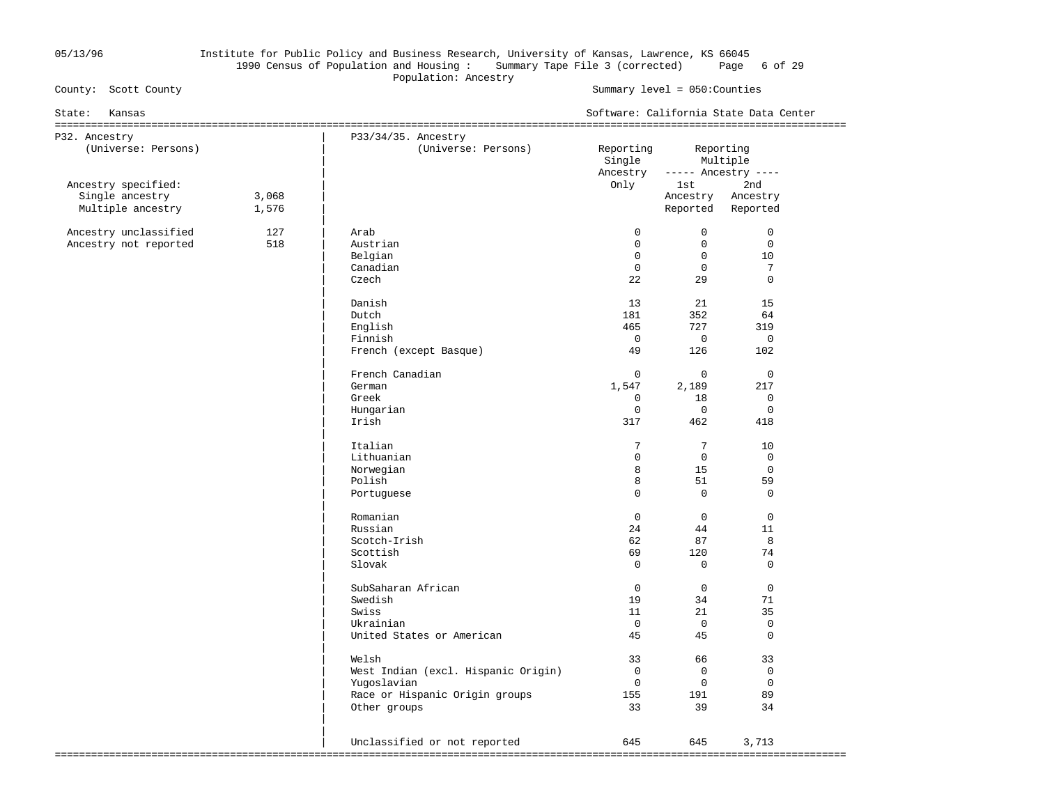County: Scott County

State: Kansas

Population: Ancestry

Summary level = 050:Counties

Software: California State Data Center

## P32. Ancestry

(Universe: Persons)

| | |
|---|---|
| Ancestry specified: | |
| Single ancestry | 3,068 |
| Multiple ancestry | 1,576 |
| Ancestry unclassified | 127 |
| Ancestry not reported | 518 |

## P33/34/35. Ancestry

(Universe: Persons)

| | Reporting Single Ancestry Only | Reporting Multiple Ancestry: 1st Ancestry Reported | Reporting Multiple Ancestry: 2nd Ancestry Reported |
|---|---|---|---|
| Arab | 0 | 0 | 0 |
| Austrian | 0 | 0 | 0 |
| Belgian | 0 | 0 | 10 |
| Canadian | 0 | 0 | 7 |
| Czech | 22 | 29 | 0 |
| Danish | 13 | 21 | 15 |
| Dutch | 181 | 352 | 64 |
| English | 465 | 727 | 319 |
| Finnish | 0 | 0 | 0 |
| French (except Basque) | 49 | 126 | 102 |
| French Canadian | 0 | 0 | 0 |
| German | 1,547 | 2,189 | 217 |
| Greek | 0 | 18 | 0 |
| Hungarian | 0 | 0 | 0 |
| Irish | 317 | 462 | 418 |
| Italian | 7 | 7 | 10 |
| Lithuanian | 0 | 0 | 0 |
| Norwegian | 8 | 15 | 0 |
| Polish | 8 | 51 | 59 |
| Portuguese | 0 | 0 | 0 |
| Romanian | 0 | 0 | 0 |
| Russian | 24 | 44 | 11 |
| Scotch-Irish | 62 | 87 | 8 |
| Scottish | 69 | 120 | 74 |
| Slovak | 0 | 0 | 0 |
| SubSaharan African | 0 | 0 | 0 |
| Swedish | 19 | 34 | 71 |
| Swiss | 11 | 21 | 35 |
| Ukrainian | 0 | 0 | 0 |
| United States or American | 45 | 45 | 0 |
| Welsh | 33 | 66 | 33 |
| West Indian (excl. Hispanic Origin) | 0 | 0 | 0 |
| Yugoslavian | 0 | 0 | 0 |
| Race or Hispanic Origin groups | 155 | 191 | 89 |
| Other groups | 33 | 39 | 34 |
| Unclassified or not reported | 645 | 645 | 3,713 |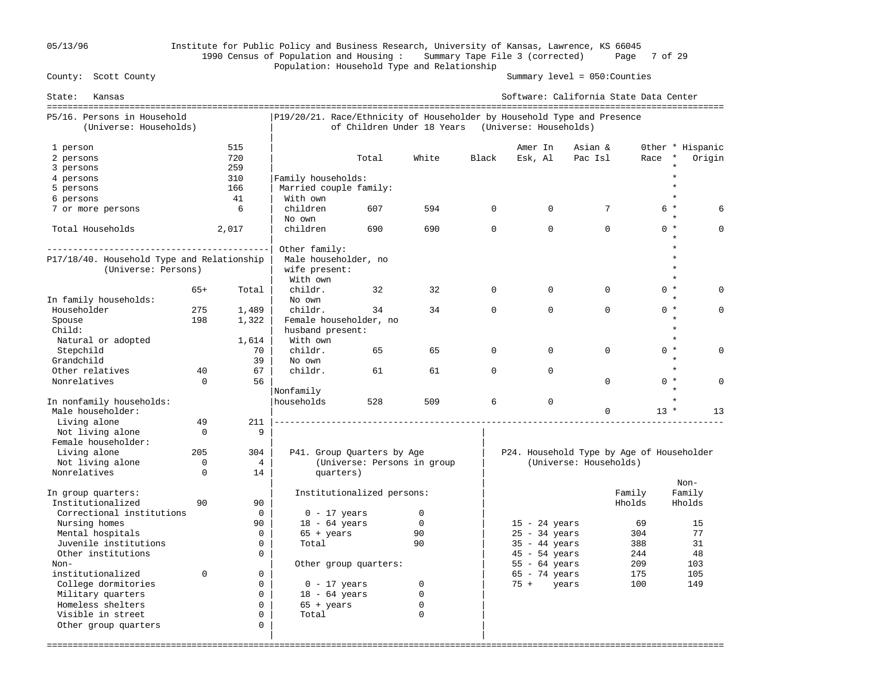Institute for Public Policy and Business Research, University of Kansas, Lawrence, KS 66045
1990 Census of Population and Housing : Summary Tape File 3 (corrected)
Population: Household Type and Relationship

County: Scott County — Summary level = 050:Counties

State: Kansas — Software: California State Data Center

## P5/16. Persons in Household (Universe: Households)

| Persons | Households |
|---|---|
| 1 person | 515 |
| 2 persons | 720 |
| 3 persons | 259 |
| 4 persons | 310 |
| 5 persons | 166 |
| 6 persons | 41 |
| 7 or more persons | 6 |
| Total Households | 2,017 |

## P17/18/40. Household Type and Relationship (Universe: Persons)

| | 65+ | Total |
|---|---|---|
| **In family households:** | | |
| Householder | 275 | 1,489 |
| Spouse | 198 | 1,322 |
| Child: | | |
| Natural or adopted | | 1,614 |
| Stepchild | | 70 |
| Grandchild | | 39 |
| Other relatives | 40 | 67 |
| Nonrelatives | 0 | 56 |
| **In nonfamily households:** | | |
| Male householder: | | |
| Living alone | 49 | 211 |
| Not living alone | 0 | 9 |
| Female householder: | | |
| Living alone | 205 | 304 |
| Not living alone | 0 | 4 |
| Nonrelatives | 0 | 14 |
| **In group quarters:** | | |
| Institutionalized | 90 | 90 |
| Correctional institutions | | 0 |
| Nursing homes | | 90 |
| Mental hospitals | | 0 |
| Juvenile institutions | | 0 |
| Other institutions | | 0 |
| Non-institutionalized | 0 | 0 |
| College dormitories | | 0 |
| Military quarters | | 0 |
| Homeless shelters | | 0 |
| Visible in street | | 0 |
| Other group quarters | | 0 |

## P19/20/21. Race/Ethnicity of Householder by Household Type and Presence of Children Under 18 Years (Universe: Households)

| | Total | White | Black | Amer In Esk, Al | Asian & Pac Isl | Other Race | Hispanic Origin |
|---|---|---|---|---|---|---|---|
| **Family households:** | | | | | | | |
| Married couple family: | | | | | | | |
| With own children | 607 | 594 | 0 | 0 | 7 | 6 | 6 |
| No own children | 690 | 690 | 0 | 0 | 0 | 0 | 0 |
| Other family: | | | | | | | |
| Male householder, no wife present: | | | | | | | |
| With own childr. | 32 | 32 | 0 | 0 | 0 | 0 | 0 |
| No own childr. | 34 | 34 | 0 | 0 | 0 | 0 | 0 |
| Female householder, no husband present: | | | | | | | |
| With own childr. | 65 | 65 | 0 | 0 | 0 | 0 | 0 |
| No own childr. | 61 | 61 | 0 | 0 | 0 | 0 | 0 |
| **Nonfamily households** | 528 | 509 | 6 | 0 | 0 | 13 | 13 |

## P41. Group Quarters by Age (Universe: Persons in group quarters)

| | Persons |
|---|---|
| **Institutionalized persons:** | |
| 0 - 17 years | 0 |
| 18 - 64 years | 0 |
| 65 + years | 90 |
| Total | 90 |
| **Other group quarters:** | |
| 0 - 17 years | 0 |
| 18 - 64 years | 0 |
| 65 + years | 0 |
| Total | 0 |

## P24. Household Type by Age of Householder (Universe: Households)

| | Family Hholds | Non-Family Hholds |
|---|---|---|
| 15 - 24 years | 69 | 15 |
| 25 - 34 years | 304 | 77 |
| 35 - 44 years | 388 | 31 |
| 45 - 54 years | 244 | 48 |
| 55 - 64 years | 209 | 103 |
| 65 - 74 years | 175 | 105 |
| 75 + years | 100 | 149 |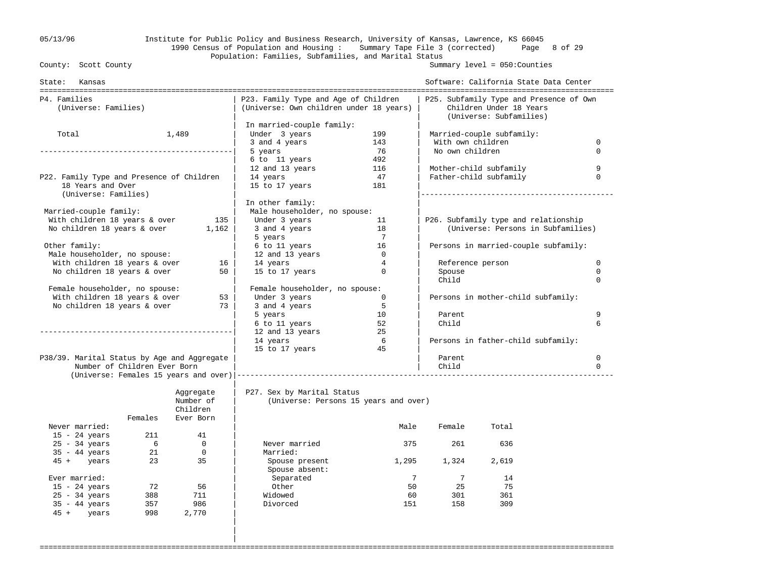05/13/96 Institute for Public Policy and Business Research, University of Kansas, Lawrence, KS 66045
1990 Census of Population and Housing : Summary Tape File 3 (corrected)
Population: Families, Subfamilies, and Marital Status

County: Scott County — Summary level = 050:Counties

State: Kansas — Software: California State Data Center

## P4. Families
(Universe: Families)

| | |
|---|---|
| Total | 1,489 |

## P22. Family Type and Presence of Children 18 Years and Over
(Universe: Families)

| | |
|---|---|
| Married-couple family: | |
| With children 18 years & over | 135 |
| No children 18 years & over | 1,162 |
| Other family: | |
| Male householder, no spouse: | |
| With children 18 years & over | 16 |
| No children 18 years & over | 50 |
| Female householder, no spouse: | |
| With children 18 years & over | 53 |
| No children 18 years & over | 73 |

## P38/39. Marital Status by Age and Aggregate Number of Children Ever Born
(Universe: Females 15 years and over)

| | Females | Aggregate Number of Children Ever Born |
|---|---|---|
| Never married: | | |
| 15 - 24 years | 211 | 41 |
| 25 - 34 years | 6 | 0 |
| 35 - 44 years | 21 | 0 |
| 45 + years | 23 | 35 |
| Ever married: | | |
| 15 - 24 years | 72 | 56 |
| 25 - 34 years | 388 | 711 |
| 35 - 44 years | 357 | 986 |
| 45 + years | 998 | 2,770 |

## P23. Family Type and Age of Children
(Universe: Own children under 18 years)

| | |
|---|---|
| In married-couple family: | |
| Under 3 years | 199 |
| 3 and 4 years | 143 |
| 5 years | 76 |
| 6 to 11 years | 492 |
| 12 and 13 years | 116 |
| 14 years | 47 |
| 15 to 17 years | 181 |
| In other family: | |
| Male householder, no spouse: | |
| Under 3 years | 11 |
| 3 and 4 years | 18 |
| 5 years | 7 |
| 6 to 11 years | 16 |
| 12 and 13 years | 0 |
| 14 years | 4 |
| 15 to 17 years | 0 |
| Female householder, no spouse: | |
| Under 3 years | 0 |
| 3 and 4 years | 5 |
| 5 years | 10 |
| 6 to 11 years | 52 |
| 12 and 13 years | 25 |
| 14 years | 6 |
| 15 to 17 years | 45 |

## P25. Subfamily Type and Presence of Own Children Under 18 Years
(Universe: Subfamilies)

| | |
|---|---|
| Married-couple subfamily: | |
| With own children | 0 |
| No own children | 0 |
| Mother-child subfamily | 9 |
| Father-child subfamily | 0 |

## P26. Subfamily type and relationship
(Universe: Persons in Subfamilies)

| | |
|---|---|
| Persons in married-couple subfamily: | |
| Reference person | 0 |
| Spouse | 0 |
| Child | 0 |
| Persons in mother-child subfamily: | |
| Parent | 9 |
| Child | 6 |
| Persons in father-child subfamily: | |
| Parent | 0 |
| Child | 0 |

## P27. Sex by Marital Status
(Universe: Persons 15 years and over)

| | Male | Female | Total |
|---|---|---|---|
| Never married | 375 | 261 | 636 |
| Married: | | | |
| Spouse present | 1,295 | 1,324 | 2,619 |
| Spouse absent: | | | |
| Separated | 7 | 7 | 14 |
| Other | 50 | 25 | 75 |
| Widowed | 60 | 301 | 361 |
| Divorced | 151 | 158 | 309 |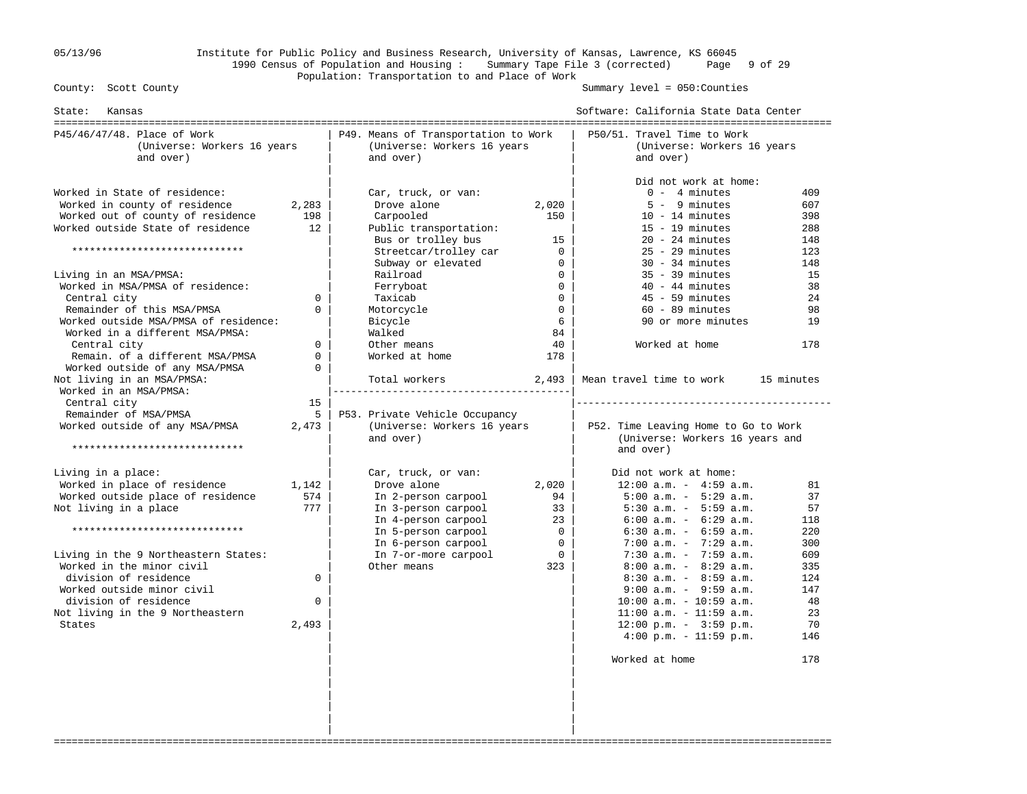Institute for Public Policy and Business Research, University of Kansas, Lawrence, KS 66045
1990 Census of Population and Housing : Summary Tape File 3 (corrected)
Population: Transportation to and Place of Work

County: Scott County — Summary level = 050:Counties

State: Kansas — Software: California State Data Center

## P45/46/47/48. Place of Work (Universe: Workers 16 years and over)

| | |
|---|---|
| Worked in State of residence: | |
| Worked in county of residence | 2,283 |
| Worked out of county of residence | 198 |
| Worked outside State of residence | 12 |
| ***************************** | |
| Living in an MSA/PMSA: | |
| Worked in MSA/PMSA of residence: | |
| Central city | 0 |
| Remainder of this MSA/PMSA | 0 |
| Worked outside MSA/PMSA of residence: | |
| Worked in a different MSA/PMSA: | |
| Central city | 0 |
| Remain. of a different MSA/PMSA | 0 |
| Worked outside of any MSA/PMSA | 0 |
| Not living in an MSA/PMSA: | |
| Worked in an MSA/PMSA: | |
| Central city | 15 |
| Remainder of MSA/PMSA | 5 |
| Worked outside of any MSA/PMSA | 2,473 |
| ***************************** | |
| Living in a place: | |
| Worked in place of residence | 1,142 |
| Worked outside place of residence | 574 |
| Not living in a place | 777 |
| ***************************** | |
| Living in the 9 Northeastern States: | |
| Worked in the minor civil division of residence | 0 |
| Worked outside minor civil division of residence | 0 |
| Not living in the 9 Northeastern States | 2,493 |

## P49. Means of Transportation to Work (Universe: Workers 16 years and over)

| | |
|---|---|
| Car, truck, or van: | |
| Drove alone | 2,020 |
| Carpooled | 150 |
| Public transportation: | |
| Bus or trolley bus | 15 |
| Streetcar/trolley car | 0 |
| Subway or elevated | 0 |
| Railroad | 0 |
| Ferryboat | 0 |
| Taxicab | 0 |
| Motorcycle | 0 |
| Bicycle | 6 |
| Walked | 84 |
| Other means | 40 |
| Worked at home | 178 |
| Total workers | 2,493 |

## P53. Private Vehicle Occupancy (Universe: Workers 16 years and over)

| | |
|---|---|
| Car, truck, or van: | 2,020 |
| In 2-person carpool | 94 |
| In 3-person carpool | 33 |
| In 4-person carpool | 23 |
| In 5-person carpool | 0 |
| In 6-person carpool | 0 |
| In 7-or-more carpool | 0 |
| Other means | 323 |

## P50/51. Travel Time to Work (Universe: Workers 16 years and over)

| | |
|---|---|
| Did not work at home: | |
| 0 - 4 minutes | 409 |
| 5 - 9 minutes | 607 |
| 10 - 14 minutes | 398 |
| 15 - 19 minutes | 288 |
| 20 - 24 minutes | 148 |
| 25 - 29 minutes | 123 |
| 30 - 34 minutes | 148 |
| 35 - 39 minutes | 15 |
| 40 - 44 minutes | 38 |
| 45 - 59 minutes | 24 |
| 60 - 89 minutes | 98 |
| 90 or more minutes | 19 |
| Worked at home | 178 |
| Mean travel time to work | 15 minutes |

## P52. Time Leaving Home to Go to Work (Universe: Workers 16 years and over)

| | |
|---|---|
| Did not work at home: | |
| 12:00 a.m. - 4:59 a.m. | 81 |
| 5:00 a.m. - 5:29 a.m. | 37 |
| 5:30 a.m. - 5:59 a.m. | 57 |
| 6:00 a.m. - 6:29 a.m. | 118 |
| 6:30 a.m. - 6:59 a.m. | 220 |
| 7:00 a.m. - 7:29 a.m. | 300 |
| 7:30 a.m. - 7:59 a.m. | 609 |
| 8:00 a.m. - 8:29 a.m. | 335 |
| 8:30 a.m. - 8:59 a.m. | 124 |
| 9:00 a.m. - 9:59 a.m. | 147 |
| 10:00 a.m. - 10:59 a.m. | 48 |
| 11:00 a.m. - 11:59 a.m. | 23 |
| 12:00 p.m. - 3:59 p.m. | 70 |
| 4:00 p.m. - 11:59 p.m. | 146 |
| Worked at home | 178 |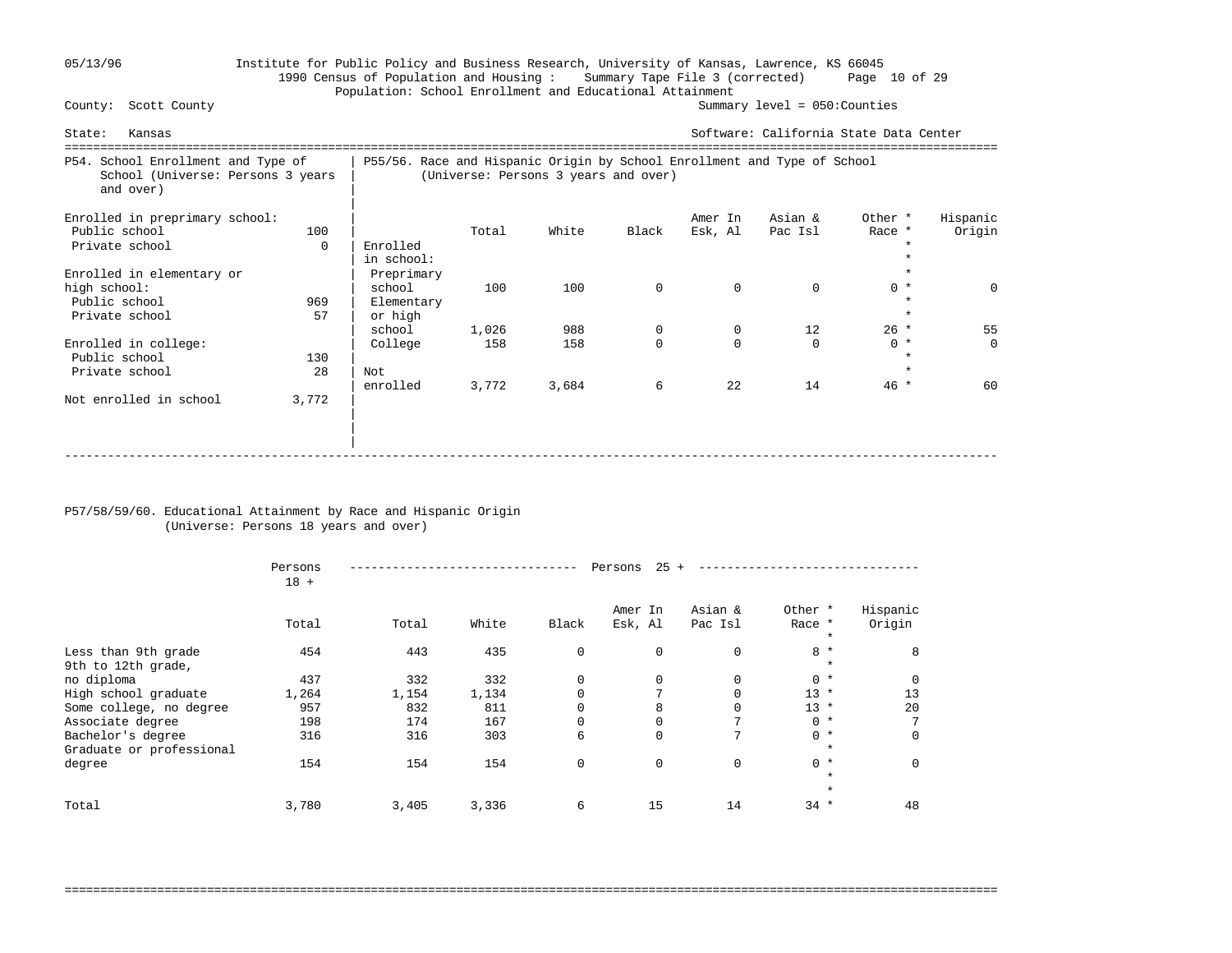1990 Census of Population and Housing : Summary Tape File 3 (corrected)

Population: School Enrollment and Educational Attainment

County: Scott County — Summary level = 050:Counties

State: Kansas — Software: California State Data Center

## P54. School Enrollment and Type of School (Universe: Persons 3 years and over)

| | |
|---|---|
| **Enrolled in preprimary school:** | |
| Public school | 100 |
| Private school | 0 |
| **Enrolled in elementary or high school:** | |
| Public school | 969 |
| Private school | 57 |
| **Enrolled in college:** | |
| Public school | 130 |
| Private school | 28 |
| Not enrolled in school | 3,772 |

## P55/56. Race and Hispanic Origin by School Enrollment and Type of School (Universe: Persons 3 years and over)

| | Total | White | Black | Amer In Esk, Al | Asian & Pac Isl | Other * Race * | Hispanic Origin |
|---|---|---|---|---|---|---|---|
| Enrolled in school: | | | | | | | |
| Preprimary school | 100 | 100 | 0 | 0 | 0 | 0 * | 0 |
| Elementary or high school | 1,026 | 988 | 0 | 0 | 12 | 26 * | 55 |
| College | 158 | 158 | 0 | 0 | 0 | 0 * | 0 |
| Not enrolled | 3,772 | 3,684 | 6 | 22 | 14 | 46 * | 60 |

## P57/58/59/60. Educational Attainment by Race and Hispanic Origin (Universe: Persons 18 years and over)

| | Persons 18 + | Persons 25 + | | | | | | |
|---|---|---|---|---|---|---|---|---|
| | Total | Total | White | Black | Amer In Esk, Al | Asian & Pac Isl | Other * Race * | Hispanic Origin |
| Less than 9th grade | 454 | 443 | 435 | 0 | 0 | 0 | 8 * | 8 |
| 9th to 12th grade, no diploma | 437 | 332 | 332 | 0 | 0 | 0 | 0 * | 0 |
| High school graduate | 1,264 | 1,154 | 1,134 | 0 | 7 | 0 | 13 * | 13 |
| Some college, no degree | 957 | 832 | 811 | 0 | 8 | 0 | 13 * | 20 |
| Associate degree | 198 | 174 | 167 | 0 | 0 | 7 | 0 * | 7 |
| Bachelor's degree | 316 | 316 | 303 | 6 | 0 | 7 | 0 * | 0 |
| Graduate or professional degree | 154 | 154 | 154 | 0 | 0 | 0 | 0 * | 0 |
| Total | 3,780 | 3,405 | 3,336 | 6 | 15 | 14 | 34 * | 48 |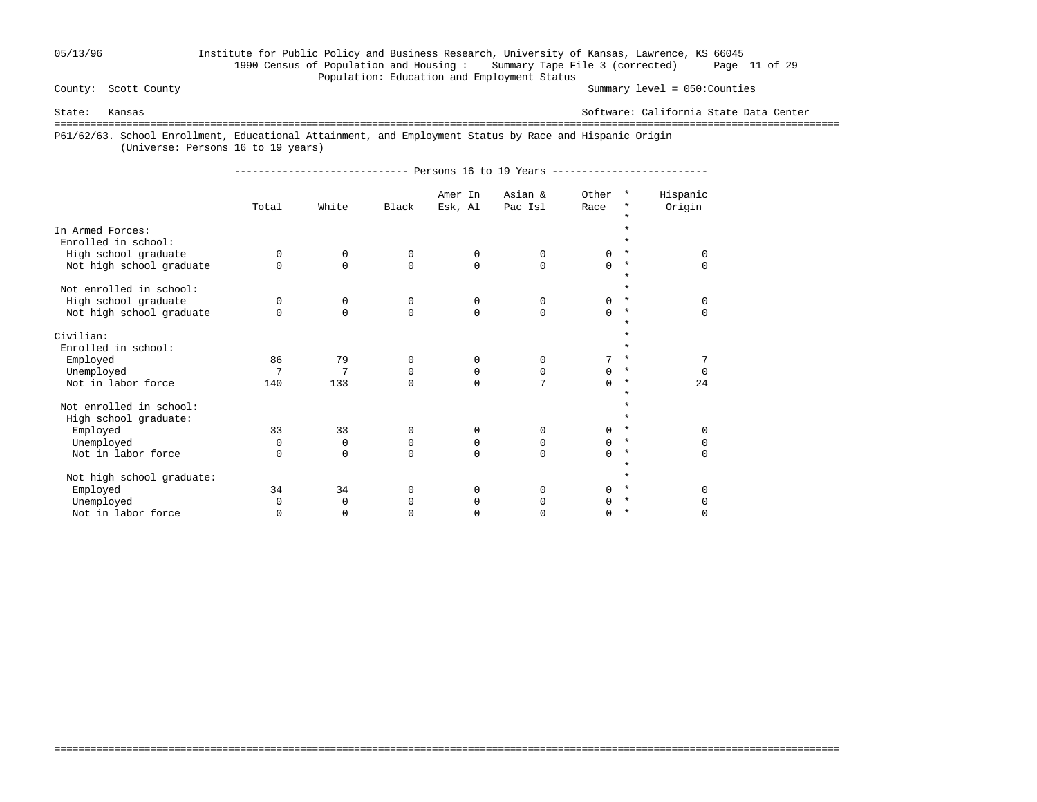County: Scott County                                                    Summary level = 050:Counties

State: Kansas                                                           Software: California State Data Center

## P61/62/63. School Enrollment, Educational Attainment, and Employment Status by Race and Hispanic Origin

(Universe: Persons 16 to 19 years)

| | Persons 16 to 19 Years | | | | | | |
|---|---|---|---|---|---|---|---|
| | Total | White | Black | Amer In Esk, Al | Asian & Pac Isl | Other Race | Hispanic Origin |
| **In Armed Forces:** | | | | | | | |
| Enrolled in school: | | | | | | | |
| High school graduate | 0 | 0 | 0 | 0 | 0 | 0 | 0 |
| Not high school graduate | 0 | 0 | 0 | 0 | 0 | 0 | 0 |
| Not enrolled in school: | | | | | | | |
| High school graduate | 0 | 0 | 0 | 0 | 0 | 0 | 0 |
| Not high school graduate | 0 | 0 | 0 | 0 | 0 | 0 | 0 |
| **Civilian:** | | | | | | | |
| Enrolled in school: | | | | | | | |
| Employed | 86 | 79 | 0 | 0 | 0 | 7 | 7 |
| Unemployed | 7 | 7 | 0 | 0 | 0 | 0 | 0 |
| Not in labor force | 140 | 133 | 0 | 0 | 7 | 0 | 24 |
| Not enrolled in school: | | | | | | | |
| High school graduate: | | | | | | | |
| Employed | 33 | 33 | 0 | 0 | 0 | 0 | 0 |
| Unemployed | 0 | 0 | 0 | 0 | 0 | 0 | 0 |
| Not in labor force | 0 | 0 | 0 | 0 | 0 | 0 | 0 |
| Not high school graduate: | | | | | | | |
| Employed | 34 | 34 | 0 | 0 | 0 | 0 | 0 |
| Unemployed | 0 | 0 | 0 | 0 | 0 | 0 | 0 |
| Not in labor force | 0 | 0 | 0 | 0 | 0 | 0 | 0 |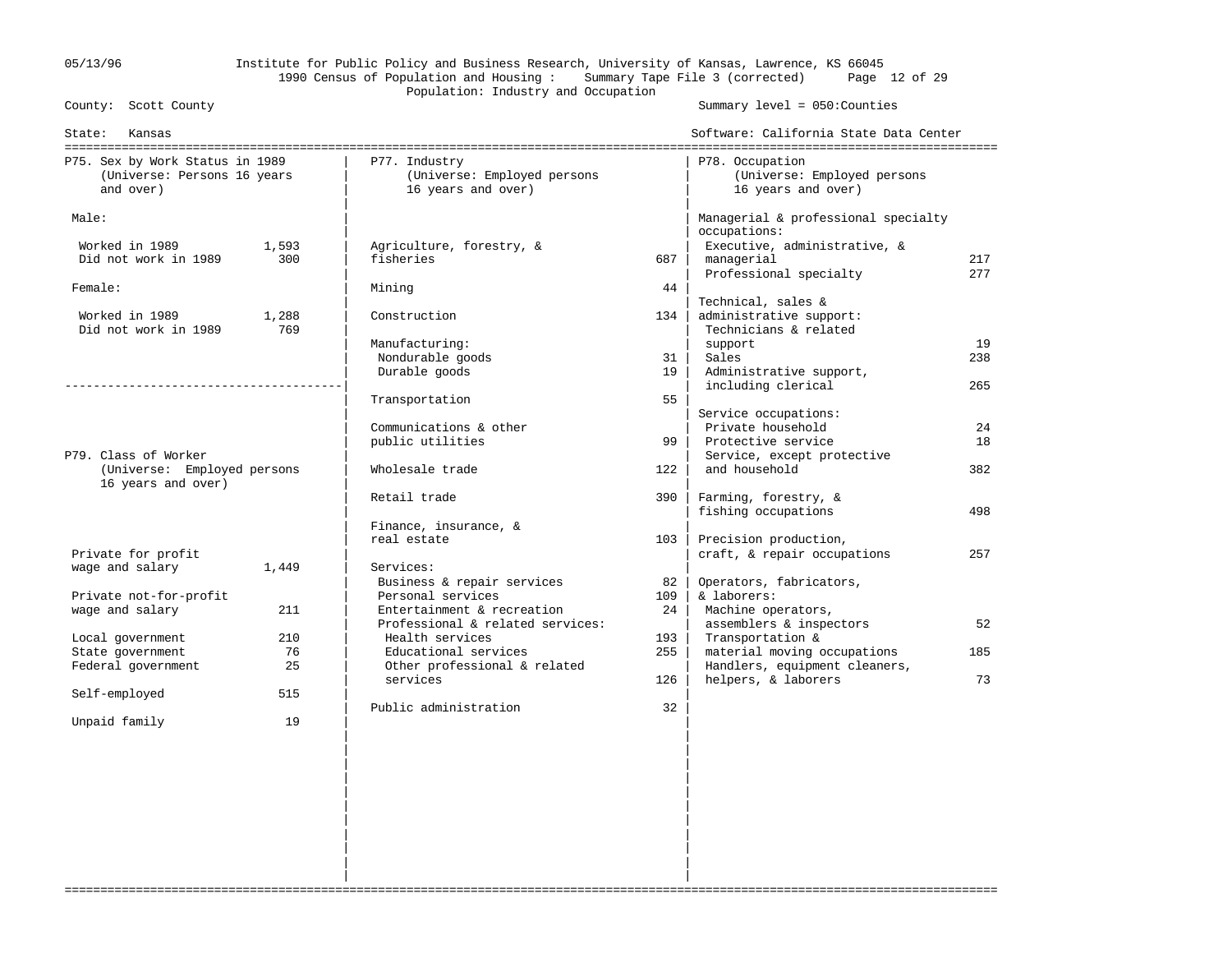Institute for Public Policy and Business Research, University of Kansas, Lawrence, KS 66045
1990 Census of Population and Housing : Summary Tape File 3 (corrected)
Population: Industry and Occupation

County: Scott County — Summary level = 050:Counties

State: Kansas — Software: California State Data Center

## P75. Sex by Work Status in 1989
(Universe: Persons 16 years and over)

| | |
|---|---|
| **Male:** | |
| Worked in 1989 | 1,593 |
| Did not work in 1989 | 300 |
| **Female:** | |
| Worked in 1989 | 1,288 |
| Did not work in 1989 | 769 |

## P79. Class of Worker
(Universe: Employed persons 16 years and over)

| | |
|---|---|
| Private for profit wage and salary | 1,449 |
| Private not-for-profit wage and salary | 211 |
| Local government | 210 |
| State government | 76 |
| Federal government | 25 |
| Self-employed | 515 |
| Unpaid family | 19 |

## P77. Industry
(Universe: Employed persons 16 years and over)

| | |
|---|---|
| Agriculture, forestry, & fisheries | 687 |
| Mining | 44 |
| Construction | 134 |
| Manufacturing: | |
| Nondurable goods | 31 |
| Durable goods | 19 |
| Transportation | 55 |
| Communications & other public utilities | 99 |
| Wholesale trade | 122 |
| Retail trade | 390 |
| Finance, insurance, & real estate | 103 |
| Services: | |
| Business & repair services | 82 |
| Personal services | 109 |
| Entertainment & recreation | 24 |
| Professional & related services: | |
| Health services | 193 |
| Educational services | 255 |
| Other professional & related services | 126 |
| Public administration | 32 |

## P78. Occupation
(Universe: Employed persons 16 years and over)

| | |
|---|---|
| **Managerial & professional specialty occupations:** | |
| Executive, administrative, & managerial | 217 |
| Professional specialty | 277 |
| **Technical, sales & administrative support:** | |
| Technicians & related support | 19 |
| Sales | 238 |
| Administrative support, including clerical | 265 |
| **Service occupations:** | |
| Private household | 24 |
| Protective service | 18 |
| Service, except protective and household | 382 |
| Farming, forestry, & fishing occupations | 498 |
| Precision production, craft, & repair occupations | 257 |
| **Operators, fabricators, & laborers:** | |
| Machine operators, assemblers & inspectors | 52 |
| Transportation & material moving occupations | 185 |
| Handlers, equipment cleaners, helpers, & laborers | 73 |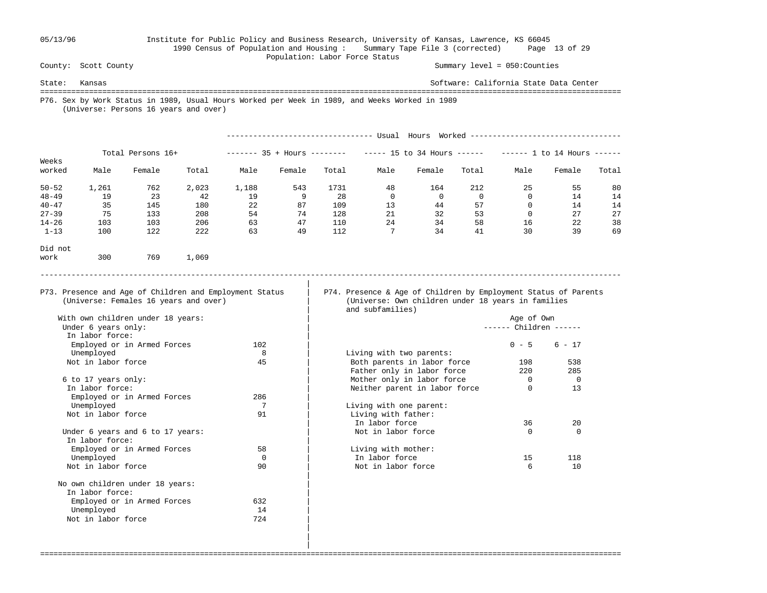County: Scott County — Summary level = 050:Counties

State: Kansas — Software: California State Data Center

1990 Census of Population and Housing : Summary Tape File 3 (corrected)

Population: Labor Force Status

## P76. Sex by Work Status in 1989, Usual Hours Worked per Week in 1989, and Weeks Worked in 1989
(Universe: Persons 16 years and over)

| Weeks worked | Total Persons 16+ | | | Usual Hours Worked: 35 + Hours | | | Usual Hours Worked: 15 to 34 Hours | | | Usual Hours Worked: 1 to 14 Hours | | |
|---|---|---|---|---|---|---|---|---|---|---|---|---|
| | Male | Female | Total | Male | Female | Total | Male | Female | Total | Male | Female | Total |
| 50-52 | 1,261 | 762 | 2,023 | 1,188 | 543 | 1731 | 48 | 164 | 212 | 25 | 55 | 80 |
| 48-49 | 19 | 23 | 42 | 19 | 9 | 28 | 0 | 0 | 0 | 0 | 14 | 14 |
| 40-47 | 35 | 145 | 180 | 22 | 87 | 109 | 13 | 44 | 57 | 0 | 14 | 14 |
| 27-39 | 75 | 133 | 208 | 54 | 74 | 128 | 21 | 32 | 53 | 0 | 27 | 27 |
| 14-26 | 103 | 103 | 206 | 63 | 47 | 110 | 24 | 34 | 58 | 16 | 22 | 38 |
| 1-13 | 100 | 122 | 222 | 63 | 49 | 112 | 7 | 34 | 41 | 30 | 39 | 69 |
| Did not work | 300 | 769 | 1,069 | | | | | | | | | |

## P73. Presence and Age of Children and Employment Status
(Universe: Females 16 years and over)

| | |
|---|---|
| **With own children under 18 years:** | |
| Under 6 years only: | |
| In labor force: | |
| Employed or in Armed Forces | 102 |
| Unemployed | 8 |
| Not in labor force | 45 |
| 6 to 17 years only: | |
| In labor force: | |
| Employed or in Armed Forces | 286 |
| Unemployed | 7 |
| Not in labor force | 91 |
| Under 6 years and 6 to 17 years: | |
| In labor force: | |
| Employed or in Armed Forces | 58 |
| Unemployed | 0 |
| Not in labor force | 90 |
| **No own children under 18 years:** | |
| In labor force: | |
| Employed or in Armed Forces | 632 |
| Unemployed | 14 |
| Not in labor force | 724 |

## P74. Presence & Age of Children by Employment Status of Parents
(Universe: Own children under 18 years in families and subfamilies)

| | Age of Own Children: 0 - 5 | 6 - 17 |
|---|---|---|
| **Living with two parents:** | | |
| Both parents in labor force | 198 | 538 |
| Father only in labor force | 220 | 285 |
| Mother only in labor force | 0 | 0 |
| Neither parent in labor force | 0 | 13 |
| **Living with one parent:** | | |
| Living with father: | | |
| In labor force | 36 | 20 |
| Not in labor force | 0 | 0 |
| Living with mother: | | |
| In labor force | 15 | 118 |
| Not in labor force | 6 | 10 |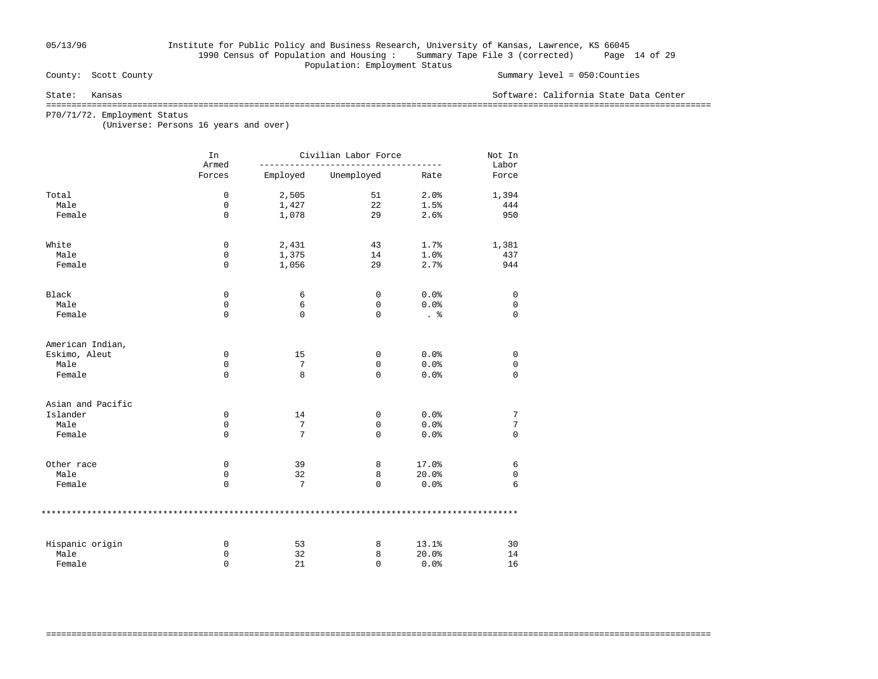County: Scott County — Summary level = 050:Counties

State: Kansas — Software: California State Data Center

1990 Census of Population and Housing : Summary Tape File 3 (corrected)

Population: Employment Status

## P70/71/72. Employment Status

(Universe: Persons 16 years and over)

| | In Armed Forces | Civilian Labor Force | | | Not In Labor Force |
|---|---|---|---|---|---|
| | | Employed | Unemployed | Rate | |
| Total | 0 | 2,505 | 51 | 2.0% | 1,394 |
| Male | 0 | 1,427 | 22 | 1.5% | 444 |
| Female | 0 | 1,078 | 29 | 2.6% | 950 |
| White | 0 | 2,431 | 43 | 1.7% | 1,381 |
| Male | 0 | 1,375 | 14 | 1.0% | 437 |
| Female | 0 | 1,056 | 29 | 2.7% | 944 |
| Black | 0 | 6 | 0 | 0.0% | 0 |
| Male | 0 | 6 | 0 | 0.0% | 0 |
| Female | 0 | 0 | 0 | . % | 0 |
| American Indian, Eskimo, Aleut | 0 | 15 | 0 | 0.0% | 0 |
| Male | 0 | 7 | 0 | 0.0% | 0 |
| Female | 0 | 8 | 0 | 0.0% | 0 |
| Asian and Pacific Islander | 0 | 14 | 0 | 0.0% | 7 |
| Male | 0 | 7 | 0 | 0.0% | 7 |
| Female | 0 | 7 | 0 | 0.0% | 0 |
| Other race | 0 | 39 | 8 | 17.0% | 6 |
| Male | 0 | 32 | 8 | 20.0% | 0 |
| Female | 0 | 7 | 0 | 0.0% | 6 |
| Hispanic origin | 0 | 53 | 8 | 13.1% | 30 |
| Male | 0 | 32 | 8 | 20.0% | 14 |
| Female | 0 | 21 | 0 | 0.0% | 16 |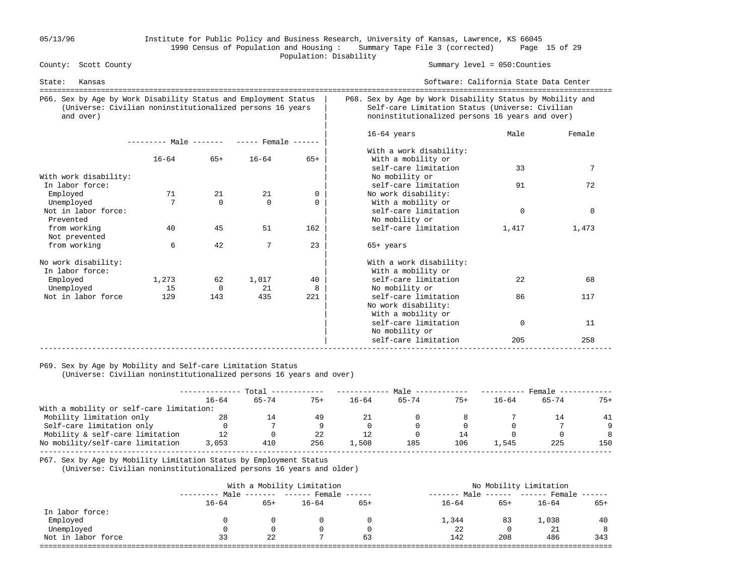County: Scott County | Summary level = 050:Counties

State: Kansas | Software: California State Data Center

Institute for Public Policy and Business Research, University of Kansas, Lawrence, KS 66045
1990 Census of Population and Housing : Summary Tape File 3 (corrected)
Population: Disability

## P66. Sex by Age by Work Disability Status and Employment Status (Universe: Civilian noninstitutionalized persons 16 years and over)

| | Male 16-64 | Male 65+ | Female 16-64 | Female 65+ |
|---|---|---|---|---|
| **With work disability:** | | | | |
| In labor force: | | | | |
| Employed | 71 | 21 | 21 | 0 |
| Unemployed | 7 | 0 | 0 | 0 |
| Not in labor force: | | | | |
| Prevented from working | 40 | 45 | 51 | 162 |
| Not prevented from working | 6 | 42 | 7 | 23 |
| **No work disability:** | | | | |
| In labor force: | | | | |
| Employed | 1,273 | 62 | 1,017 | 40 |
| Unemployed | 15 | 0 | 21 | 8 |
| Not in labor force | 129 | 143 | 435 | 221 |

## P68. Sex by Age by Work Disability Status by Mobility and Self-care Limitation Status (Universe: Civilian noninstitutionalized persons 16 years and over)

| | Male | Female |
|---|---|---|
| **16-64 years** | | |
| With a work disability: | | |
| With a mobility or self-care limitation | 33 | 7 |
| No mobility or self-care limitation | 91 | 72 |
| No work disability: | | |
| With a mobility or self-care limitation | 0 | 0 |
| No mobility or self-care limitation | 1,417 | 1,473 |
| **65+ years** | | |
| With a work disability: | | |
| With a mobility or self-care limitation | 22 | 68 |
| No mobility or self-care limitation | 86 | 117 |
| No work disability: | | |
| With a mobility or self-care limitation | 0 | 11 |
| No mobility or self-care limitation | 205 | 258 |

## P69. Sex by Age by Mobility and Self-care Limitation Status (Universe: Civilian noninstitutionalized persons 16 years and over)

| | Total 16-64 | Total 65-74 | Total 75+ | Male 16-64 | Male 65-74 | Male 75+ | Female 16-64 | Female 65-74 | Female 75+ |
|---|---|---|---|---|---|---|---|---|---|
| With a mobility or self-care limitation: | | | | | | | | | |
| Mobility limitation only | 28 | 14 | 49 | 21 | 0 | 8 | 7 | 14 | 41 |
| Self-care limitation only | 0 | 7 | 9 | 0 | 0 | 0 | 0 | 7 | 9 |
| Mobility & self-care limitation | 12 | 0 | 22 | 12 | 0 | 14 | 0 | 0 | 8 |
| No mobility/self-care limitation | 3,053 | 410 | 256 | 1,508 | 185 | 106 | 1,545 | 225 | 150 |

## P67. Sex by Age by Mobility Limitation Status by Employment Status (Universe: Civilian noninstitutionalized persons 16 years and older)

| | With a Mobility Limitation | | | | No Mobility Limitation | | | |
|---|---|---|---|---|---|---|---|---|
| | Male 16-64 | Male 65+ | Female 16-64 | Female 65+ | Male 16-64 | Male 65+ | Female 16-64 | Female 65+ |
| In labor force: | | | | | | | | |
| Employed | 0 | 0 | 0 | 0 | 1,344 | 83 | 1,038 | 40 |
| Unemployed | 0 | 0 | 0 | 0 | 22 | 0 | 21 | 8 |
| Not in labor force | 33 | 22 | 7 | 63 | 142 | 208 | 486 | 343 |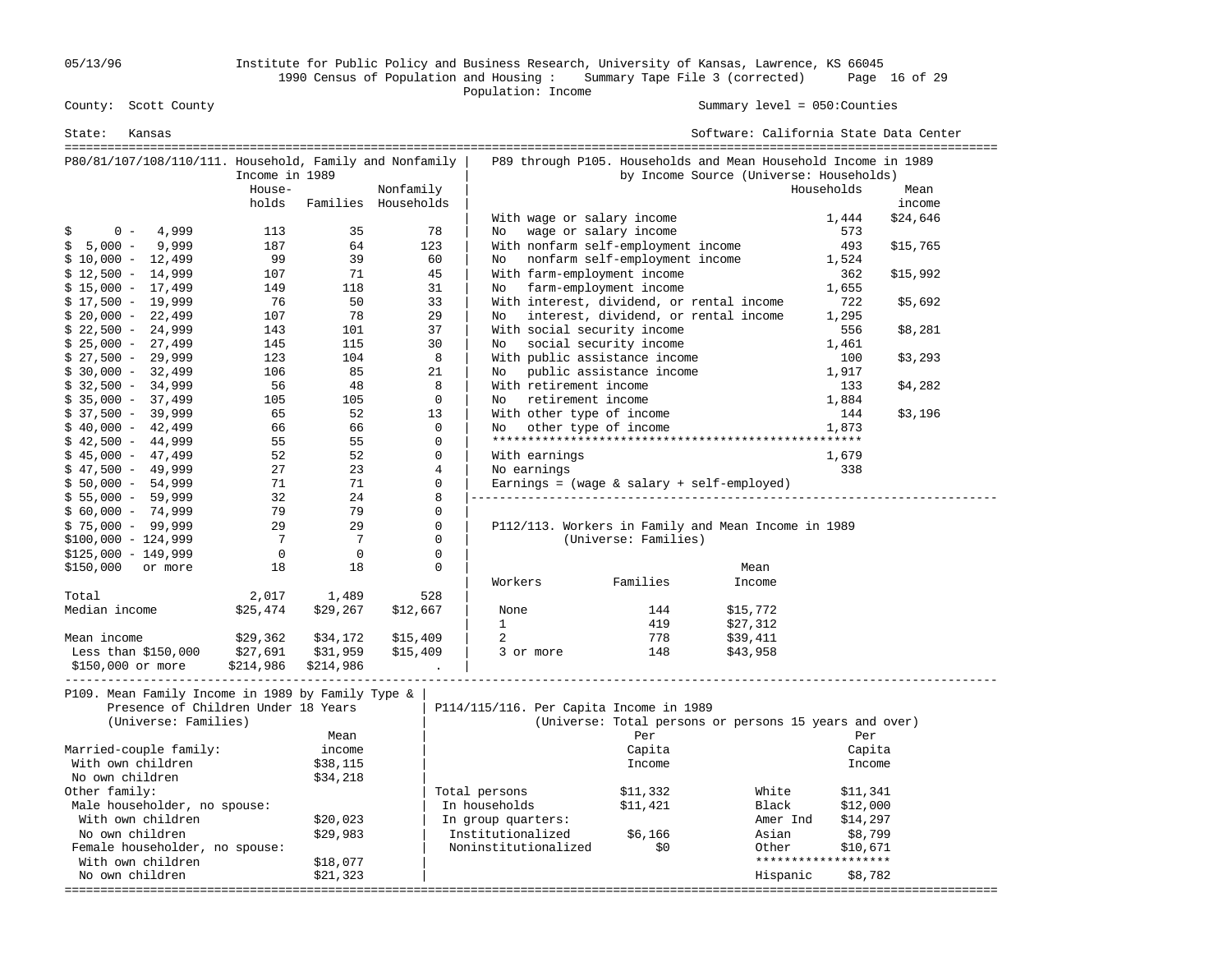Institute for Public Policy and Business Research, University of Kansas, Lawrence, KS 66045
1990 Census of Population and Housing : Summary Tape File 3 (corrected)
Population: Income

County: Scott County — Summary level = 050:Counties

State: Kansas — Software: California State Data Center

## P80/81/107/108/110/111. Household, Family and Nonfamily Income in 1989

| | Households | Families | Nonfamily Households |
|---|---|---|---|
| $ 0 - 4,999 | 113 | 35 | 78 |
| $ 5,000 - 9,999 | 187 | 64 | 123 |
| $ 10,000 - 12,499 | 99 | 39 | 60 |
| $ 12,500 - 14,999 | 107 | 71 | 45 |
| $ 15,000 - 17,499 | 149 | 118 | 31 |
| $ 17,500 - 19,999 | 76 | 50 | 33 |
| $ 20,000 - 22,499 | 107 | 78 | 29 |
| $ 22,500 - 24,999 | 143 | 101 | 37 |
| $ 25,000 - 27,499 | 145 | 115 | 30 |
| $ 27,500 - 29,999 | 123 | 104 | 8 |
| $ 30,000 - 32,499 | 106 | 85 | 21 |
| $ 32,500 - 34,999 | 56 | 48 | 8 |
| $ 35,000 - 37,499 | 105 | 105 | 0 |
| $ 37,500 - 39,999 | 65 | 52 | 13 |
| $ 40,000 - 42,499 | 66 | 66 | 0 |
| $ 42,500 - 44,999 | 55 | 55 | 0 |
| $ 45,000 - 47,499 | 52 | 52 | 0 |
| $ 47,500 - 49,999 | 27 | 23 | 4 |
| $ 50,000 - 54,999 | 71 | 71 | 0 |
| $ 55,000 - 59,999 | 32 | 24 | 8 |
| $ 60,000 - 74,999 | 79 | 79 | 0 |
| $ 75,000 - 99,999 | 29 | 29 | 0 |
| $100,000 - 124,999 | 7 | 7 | 0 |
| $125,000 - 149,999 | 0 | 0 | 0 |
| $150,000 or more | 18 | 18 | 0 |
| Total | 2,017 | 1,489 | 528 |
| Median income | $25,474 | $29,267 | $12,667 |
| Mean income | $29,362 | $34,172 | $15,409 |
| Less than $150,000 | $27,691 | $31,959 | $15,409 |
| $150,000 or more | $214,986 | $214,986 | . |

## P89 through P105. Households and Mean Household Income in 1989 by Income Source (Universe: Households)

| | Households | Mean income |
|---|---|---|
| With wage or salary income | 1,444 | $24,646 |
| No wage or salary income | 573 | |
| With nonfarm self-employment income | 493 | $15,765 |
| No nonfarm self-employment income | 1,524 | |
| With farm-employment income | 362 | $15,992 |
| No farm-employment income | 1,655 | |
| With interest, dividend, or rental income | 722 | $5,692 |
| No interest, dividend, or rental income | 1,295 | |
| With social security income | 556 | $8,281 |
| No social security income | 1,461 | |
| With public assistance income | 100 | $3,293 |
| No public assistance income | 1,917 | |
| With retirement income | 133 | $4,282 |
| No retirement income | 1,884 | |
| With other type of income | 144 | $3,196 |
| No other type of income | 1,873 | |
| With earnings | 1,679 | |
| No earnings | 338 | |

Earnings = (wage & salary + self-employed)

## P112/113. Workers in Family and Mean Income in 1989 (Universe: Families)

| Workers | Families | Mean Income |
|---|---|---|
| None | 144 | $15,772 |
| 1 | 419 | $27,312 |
| 2 | 778 | $39,411 |
| 3 or more | 148 | $43,958 |

## P109. Mean Family Income in 1989 by Family Type & Presence of Children Under 18 Years (Universe: Families)

| | Mean income |
|---|---|
| Married-couple family: | |
| With own children | $38,115 |
| No own children | $34,218 |
| Other family: | |
| Male householder, no spouse: | |
| With own children | $20,023 |
| No own children | $29,983 |
| Female householder, no spouse: | |
| With own children | $18,077 |
| No own children | $21,323 |

## P114/115/116. Per Capita Income in 1989 (Universe: Total persons or persons 15 years and over)

| | Per Capita Income |
|---|---|
| Total persons | $11,332 |
| In households | $11,421 |
| In group quarters: | |
| Institutionalized | $6,166 |
| Noninstitutionalized | $0 |

| | Per Capita Income |
|---|---|
| White | $11,341 |
| Black | $12,000 |
| Amer Ind | $14,297 |
| Asian | $8,799 |
| Other | $10,671 |
| Hispanic | $8,782 |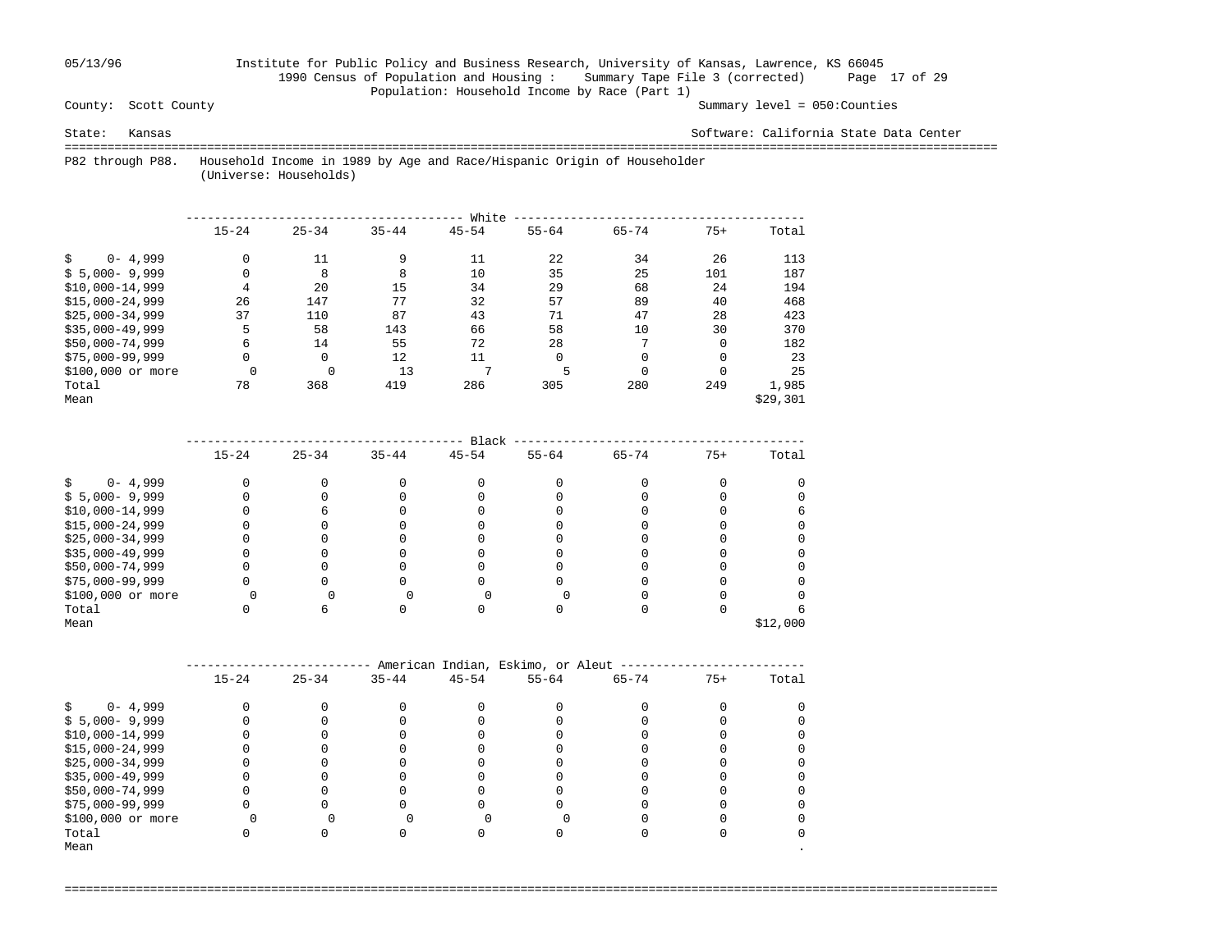05/13/96 Institute for Public Policy and Business Research, University of Kansas, Lawrence, KS 66045
1990 Census of Population and Housing : Summary Tape File 3 (corrected)
Population: Household Income by Race (Part 1)

County: Scott County — Summary level = 050:Counties

State: Kansas — Software: California State Data Center

**P82 through P88. Household Income in 1989 by Age and Race/Hispanic Origin of Householder**
(Universe: Households)

| White | 15-24 | 25-34 | 35-44 | 45-54 | 55-64 | 65-74 | 75+ | Total |
|---|---|---|---|---|---|---|---|---|
| $ 0- 4,999 | 0 | 11 | 9 | 11 | 22 | 34 | 26 | 113 |
| $ 5,000- 9,999 | 0 | 8 | 8 | 10 | 35 | 25 | 101 | 187 |
| $10,000-14,999 | 4 | 20 | 15 | 34 | 29 | 68 | 24 | 194 |
| $15,000-24,999 | 26 | 147 | 77 | 32 | 57 | 89 | 40 | 468 |
| $25,000-34,999 | 37 | 110 | 87 | 43 | 71 | 47 | 28 | 423 |
| $35,000-49,999 | 5 | 58 | 143 | 66 | 58 | 10 | 30 | 370 |
| $50,000-74,999 | 6 | 14 | 55 | 72 | 28 | 7 | 0 | 182 |
| $75,000-99,999 | 0 | 0 | 12 | 11 | 0 | 0 | 0 | 23 |
| $100,000 or more | 0 | 0 | 13 | 7 | 5 | 0 | 0 | 25 |
| Total | 78 | 368 | 419 | 286 | 305 | 280 | 249 | 1,985 |
| Mean | | | | | | | | $29,301 |

| Black | 15-24 | 25-34 | 35-44 | 45-54 | 55-64 | 65-74 | 75+ | Total |
|---|---|---|---|---|---|---|---|---|
| $ 0- 4,999 | 0 | 0 | 0 | 0 | 0 | 0 | 0 | 0 |
| $ 5,000- 9,999 | 0 | 0 | 0 | 0 | 0 | 0 | 0 | 0 |
| $10,000-14,999 | 0 | 6 | 0 | 0 | 0 | 0 | 0 | 6 |
| $15,000-24,999 | 0 | 0 | 0 | 0 | 0 | 0 | 0 | 0 |
| $25,000-34,999 | 0 | 0 | 0 | 0 | 0 | 0 | 0 | 0 |
| $35,000-49,999 | 0 | 0 | 0 | 0 | 0 | 0 | 0 | 0 |
| $50,000-74,999 | 0 | 0 | 0 | 0 | 0 | 0 | 0 | 0 |
| $75,000-99,999 | 0 | 0 | 0 | 0 | 0 | 0 | 0 | 0 |
| $100,000 or more | 0 | 0 | 0 | 0 | 0 | 0 | 0 | 0 |
| Total | 0 | 6 | 0 | 0 | 0 | 0 | 0 | 6 |
| Mean | | | | | | | | $12,000 |

| American Indian, Eskimo, or Aleut | 15-24 | 25-34 | 35-44 | 45-54 | 55-64 | 65-74 | 75+ | Total |
|---|---|---|---|---|---|---|---|---|
| $ 0- 4,999 | 0 | 0 | 0 | 0 | 0 | 0 | 0 | 0 |
| $ 5,000- 9,999 | 0 | 0 | 0 | 0 | 0 | 0 | 0 | 0 |
| $10,000-14,999 | 0 | 0 | 0 | 0 | 0 | 0 | 0 | 0 |
| $15,000-24,999 | 0 | 0 | 0 | 0 | 0 | 0 | 0 | 0 |
| $25,000-34,999 | 0 | 0 | 0 | 0 | 0 | 0 | 0 | 0 |
| $35,000-49,999 | 0 | 0 | 0 | 0 | 0 | 0 | 0 | 0 |
| $50,000-74,999 | 0 | 0 | 0 | 0 | 0 | 0 | 0 | 0 |
| $75,000-99,999 | 0 | 0 | 0 | 0 | 0 | 0 | 0 | 0 |
| $100,000 or more | 0 | 0 | 0 | 0 | 0 | 0 | 0 | 0 |
| Total | 0 | 0 | 0 | 0 | 0 | 0 | 0 | 0 |
| Mean | | | | | | | | . |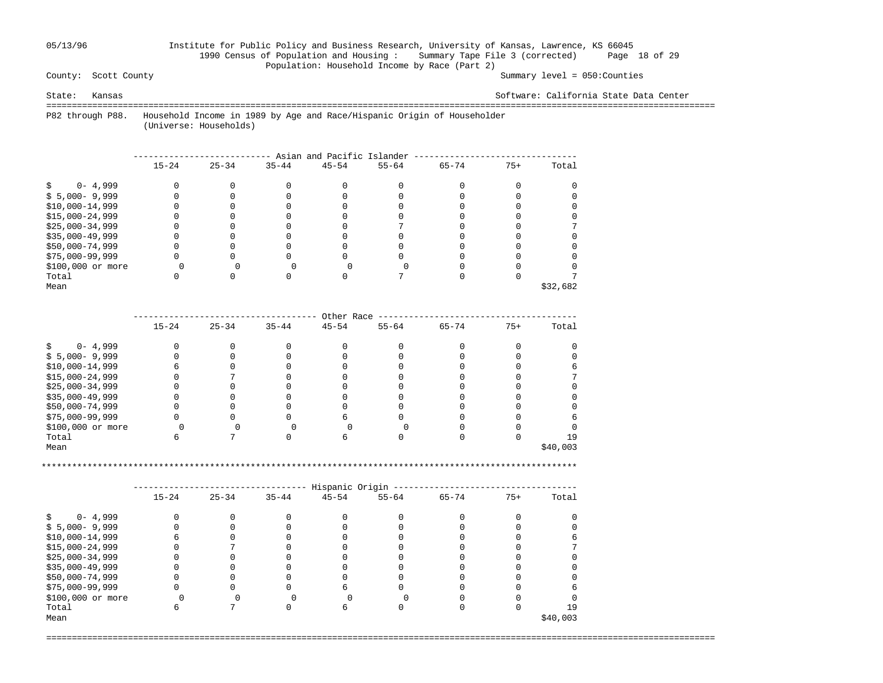05/13/96 Institute for Public Policy and Business Research, University of Kansas, Lawrence, KS 66045
1990 Census of Population and Housing : Summary Tape File 3 (corrected)
Population: Household Income by Race (Part 2)

County: Scott County — Summary level = 050:Counties

State: Kansas — Software: California State Data Center

P82 through P88. Household Income in 1989 by Age and Race/Hispanic Origin of Householder
(Universe: Households)

**Asian and Pacific Islander**

| | 15-24 | 25-34 | 35-44 | 45-54 | 55-64 | 65-74 | 75+ | Total |
|---|---|---|---|---|---|---|---|---|
| $ 0- 4,999 | 0 | 0 | 0 | 0 | 0 | 0 | 0 | 0 |
| $ 5,000- 9,999 | 0 | 0 | 0 | 0 | 0 | 0 | 0 | 0 |
| $10,000-14,999 | 0 | 0 | 0 | 0 | 0 | 0 | 0 | 0 |
| $15,000-24,999 | 0 | 0 | 0 | 0 | 0 | 0 | 0 | 0 |
| $25,000-34,999 | 0 | 0 | 0 | 0 | 7 | 0 | 0 | 7 |
| $35,000-49,999 | 0 | 0 | 0 | 0 | 0 | 0 | 0 | 0 |
| $50,000-74,999 | 0 | 0 | 0 | 0 | 0 | 0 | 0 | 0 |
| $75,000-99,999 | 0 | 0 | 0 | 0 | 0 | 0 | 0 | 0 |
| $100,000 or more | 0 | 0 | 0 | 0 | 0 | 0 | 0 | 0 |
| Total | 0 | 0 | 0 | 0 | 7 | 0 | 0 | 7 |
| Mean | | | | | | | | $32,682 |

**Other Race**

| | 15-24 | 25-34 | 35-44 | 45-54 | 55-64 | 65-74 | 75+ | Total |
|---|---|---|---|---|---|---|---|---|
| $ 0- 4,999 | 0 | 0 | 0 | 0 | 0 | 0 | 0 | 0 |
| $ 5,000- 9,999 | 0 | 0 | 0 | 0 | 0 | 0 | 0 | 0 |
| $10,000-14,999 | 6 | 0 | 0 | 0 | 0 | 0 | 0 | 6 |
| $15,000-24,999 | 0 | 7 | 0 | 0 | 0 | 0 | 0 | 7 |
| $25,000-34,999 | 0 | 0 | 0 | 0 | 0 | 0 | 0 | 0 |
| $35,000-49,999 | 0 | 0 | 0 | 0 | 0 | 0 | 0 | 0 |
| $50,000-74,999 | 0 | 0 | 0 | 0 | 0 | 0 | 0 | 0 |
| $75,000-99,999 | 0 | 0 | 0 | 6 | 0 | 0 | 0 | 6 |
| $100,000 or more | 0 | 0 | 0 | 0 | 0 | 0 | 0 | 0 |
| Total | 6 | 7 | 0 | 6 | 0 | 0 | 0 | 19 |
| Mean | | | | | | | | $40,003 |

**Hispanic Origin**

| | 15-24 | 25-34 | 35-44 | 45-54 | 55-64 | 65-74 | 75+ | Total |
|---|---|---|---|---|---|---|---|---|
| $ 0- 4,999 | 0 | 0 | 0 | 0 | 0 | 0 | 0 | 0 |
| $ 5,000- 9,999 | 0 | 0 | 0 | 0 | 0 | 0 | 0 | 0 |
| $10,000-14,999 | 6 | 0 | 0 | 0 | 0 | 0 | 0 | 6 |
| $15,000-24,999 | 0 | 7 | 0 | 0 | 0 | 0 | 0 | 7 |
| $25,000-34,999 | 0 | 0 | 0 | 0 | 0 | 0 | 0 | 0 |
| $35,000-49,999 | 0 | 0 | 0 | 0 | 0 | 0 | 0 | 0 |
| $50,000-74,999 | 0 | 0 | 0 | 0 | 0 | 0 | 0 | 0 |
| $75,000-99,999 | 0 | 0 | 0 | 6 | 0 | 0 | 0 | 6 |
| $100,000 or more | 0 | 0 | 0 | 0 | 0 | 0 | 0 | 0 |
| Total | 6 | 7 | 0 | 6 | 0 | 0 | 0 | 19 |
| Mean | | | | | | | | $40,003 |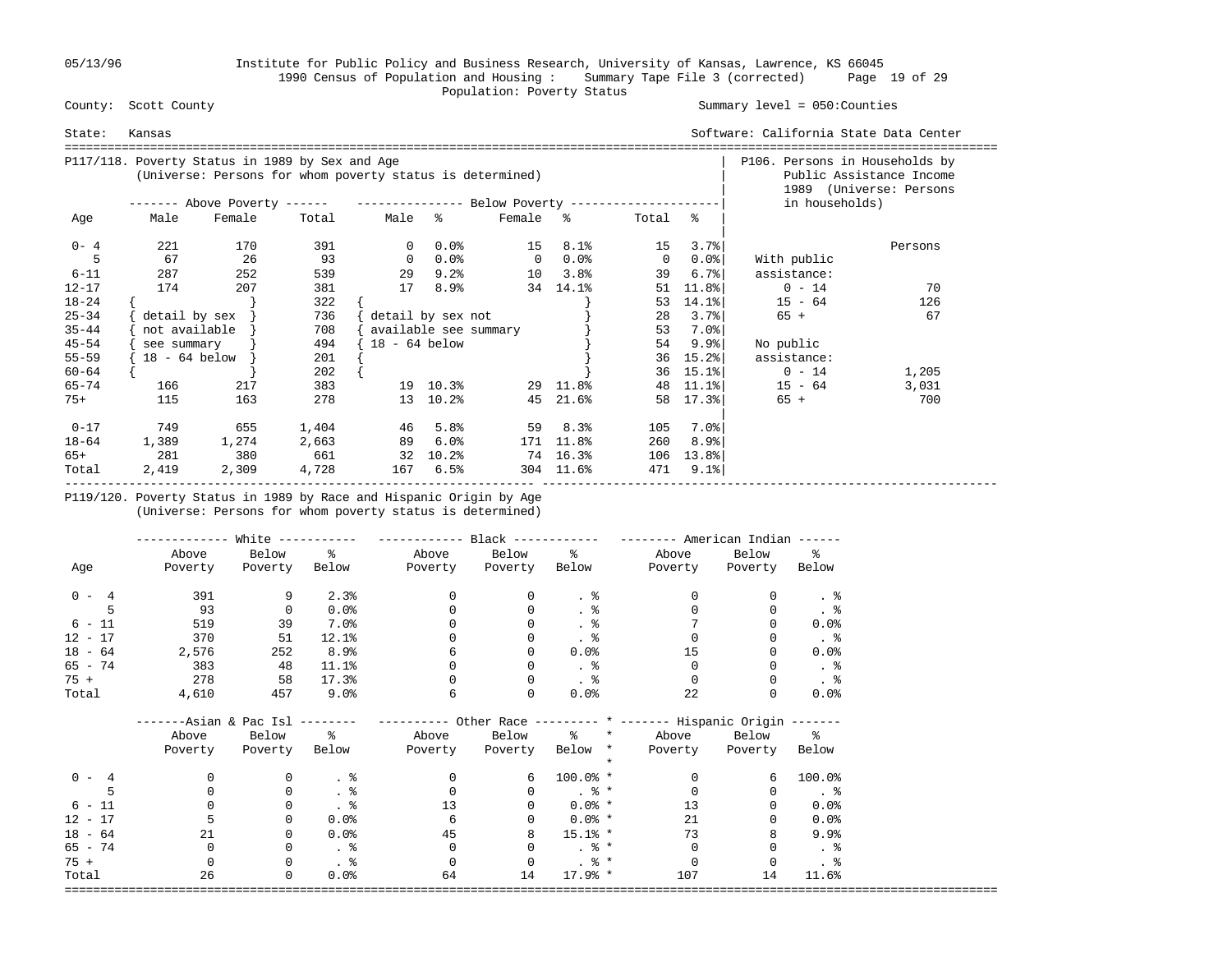05/13/96 Institute for Public Policy and Business Research, University of Kansas, Lawrence, KS 66045
1990 Census of Population and Housing : Summary Tape File 3 (corrected)
Population: Poverty Status

County: Scott County — Summary level = 050:Counties

State: Kansas — Software: California State Data Center

## P117/118. Poverty Status in 1989 by Sex and Age
(Universe: Persons for whom poverty status is determined)

| Age | Above Poverty Male | Above Poverty Female | Above Poverty Total | Below Poverty Male | % | Below Poverty Female | % | Below Poverty Total | % |
|---|---|---|---|---|---|---|---|---|---|
| 0- 4 | 221 | 170 | 391 | 0 | 0.0% | 15 | 8.1% | 15 | 3.7% |
| 5 | 67 | 26 | 93 | 0 | 0.0% | 0 | 0.0% | 0 | 0.0% |
| 6-11 | 287 | 252 | 539 | 29 | 9.2% | 10 | 3.8% | 39 | 6.7% |
| 12-17 | 174 | 207 | 381 | 17 | 8.9% | 34 | 14.1% | 51 | 11.8% |
| 18-24 | { detail by sex | not available | 322 | { detail by sex not | | available see summary | | 53 | 14.1% |
| 25-34 | see summary | 18 - 64 below } | 736 | 18 - 64 below } | | | | 28 | 3.7% |
| 35-44 | | | 708 | | | | | 53 | 7.0% |
| 45-54 | | | 494 | | | | | 54 | 9.9% |
| 55-59 | | | 201 | | | | | 36 | 15.2% |
| 60-64 | | | 202 | | | | | 36 | 15.1% |
| 65-74 | 166 | 217 | 383 | 19 | 10.3% | 29 | 11.8% | 48 | 11.1% |
| 75+ | 115 | 163 | 278 | 13 | 10.2% | 45 | 21.6% | 58 | 17.3% |
| 0-17 | 749 | 655 | 1,404 | 46 | 5.8% | 59 | 8.3% | 105 | 7.0% |
| 18-64 | 1,389 | 1,274 | 2,663 | 89 | 6.0% | 171 | 11.8% | 260 | 8.9% |
| 65+ | 281 | 380 | 661 | 32 | 10.2% | 74 | 16.3% | 106 | 13.8% |
| Total | 2,419 | 2,309 | 4,728 | 167 | 6.5% | 304 | 11.6% | 471 | 9.1% |

## P106. Persons in Households by Public Assistance Income 1989 (Universe: Persons in households)

| | Persons |
|---|---|
| With public assistance: | |
| 0 - 14 | 70 |
| 15 - 64 | 126 |
| 65 + | 67 |
| No public assistance: | |
| 0 - 14 | 1,205 |
| 15 - 64 | 3,031 |
| 65 + | 700 |

## P119/120. Poverty Status in 1989 by Race and Hispanic Origin by Age
(Universe: Persons for whom poverty status is determined)

| Age | White Above Poverty | White Below Poverty | White % Below | Black Above Poverty | Black Below Poverty | Black % Below | American Indian Above Poverty | American Indian Below Poverty | American Indian % Below |
|---|---|---|---|---|---|---|---|---|---|
| 0 - 4 | 391 | 9 | 2.3% | 0 | 0 | . % | 0 | 0 | . % |
| 5 | 93 | 0 | 0.0% | 0 | 0 | . % | 0 | 0 | . % |
| 6 - 11 | 519 | 39 | 7.0% | 0 | 0 | . % | 7 | 0 | 0.0% |
| 12 - 17 | 370 | 51 | 12.1% | 0 | 0 | . % | 0 | 0 | . % |
| 18 - 64 | 2,576 | 252 | 8.9% | 6 | 0 | 0.0% | 15 | 0 | 0.0% |
| 65 - 74 | 383 | 48 | 11.1% | 0 | 0 | . % | 0 | 0 | . % |
| 75 + | 278 | 58 | 17.3% | 0 | 0 | . % | 0 | 0 | . % |
| Total | 4,610 | 457 | 9.0% | 6 | 0 | 0.0% | 22 | 0 | 0.0% |

| Age | Asian & Pac Isl Above Poverty | Asian & Pac Isl Below Poverty | Asian & Pac Isl % Below | Other Race Above Poverty | Other Race Below Poverty | Other Race % Below | Hispanic Origin Above Poverty | Hispanic Origin Below Poverty | Hispanic Origin % Below |
|---|---|---|---|---|---|---|---|---|---|
| 0 - 4 | 0 | 0 | . % | 0 | 6 | 100.0% | 0 | 6 | 100.0% |
| 5 | 0 | 0 | . % | 0 | 0 | . % | 0 | 0 | . % |
| 6 - 11 | 0 | 0 | . % | 13 | 0 | 0.0% | 13 | 0 | 0.0% |
| 12 - 17 | 5 | 0 | 0.0% | 6 | 0 | 0.0% | 21 | 0 | 0.0% |
| 18 - 64 | 21 | 0 | 0.0% | 45 | 8 | 15.1% | 73 | 8 | 9.9% |
| 65 - 74 | 0 | 0 | . % | 0 | 0 | . % | 0 | 0 | . % |
| 75 + | 0 | 0 | . % | 0 | 0 | . % | 0 | 0 | . % |
| Total | 26 | 0 | 0.0% | 64 | 14 | 17.9% | 107 | 14 | 11.6% |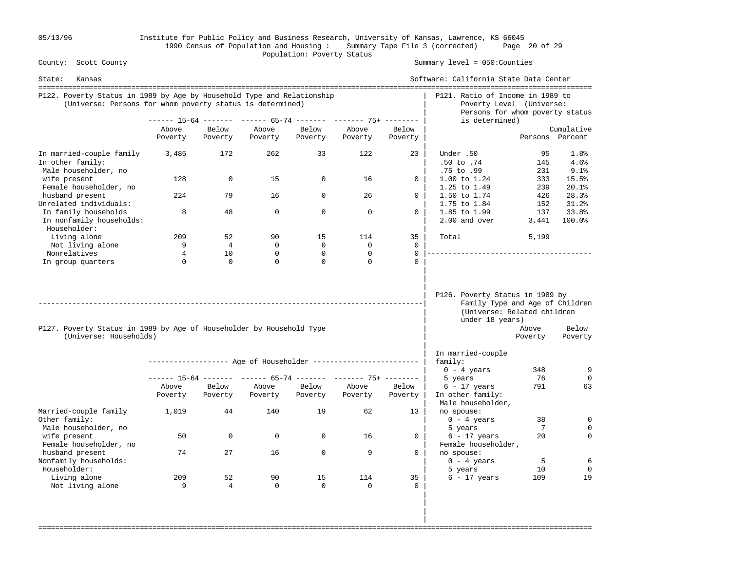County: Scott County

State: Kansas

Summary level = 050:Counties

Software: California State Data Center

1990 Census of Population and Housing : Summary Tape File 3 (corrected)

Population: Poverty Status

## P122. Poverty Status in 1989 by Age by Household Type and Relationship
(Universe: Persons for whom poverty status is determined)

| | 15-64 | | 65-74 | | 75+ | |
|---|---|---|---|---|---|---|
| | Above Poverty | Below Poverty | Above Poverty | Below Poverty | Above Poverty | Below Poverty |
| In married-couple family | 3,485 | 172 | 262 | 33 | 122 | 23 |
| In other family: | | | | | | |
| Male householder, no wife present | 128 | 0 | 15 | 0 | 16 | 0 |
| Female householder, no husband present | 224 | 79 | 16 | 0 | 26 | 0 |
| Unrelated individuals: | | | | | | |
| In family households | 8 | 48 | 0 | 0 | 0 | 0 |
| In nonfamily households: | | | | | | |
| Householder: | | | | | | |
| Living alone | 209 | 52 | 90 | 15 | 114 | 35 |
| Not living alone | 9 | 4 | 0 | 0 | 0 | 0 |
| Nonrelatives | 4 | 10 | 0 | 0 | 0 | 0 |
| In group quarters | 0 | 0 | 0 | 0 | 0 | 0 |

## P121. Ratio of Income in 1989 to Poverty Level (Universe: Persons for whom poverty status is determined)

| | Persons | Cumulative Percent |
|---|---|---|
| Under .50 | 95 | 1.8% |
| .50 to .74 | 145 | 4.6% |
| .75 to .99 | 231 | 9.1% |
| 1.00 to 1.24 | 333 | 15.5% |
| 1.25 to 1.49 | 239 | 20.1% |
| 1.50 to 1.74 | 426 | 28.3% |
| 1.75 to 1.84 | 152 | 31.2% |
| 1.85 to 1.99 | 137 | 33.8% |
| 2.00 and over | 3,441 | 100.0% |
| Total | 5,199 | |

## P127. Poverty Status in 1989 by Age of Householder by Household Type
(Universe: Households)

| | Age of Householder | | | | | |
|---|---|---|---|---|---|---|
| | 15-64 | | 65-74 | | 75+ | |
| | Above Poverty | Below Poverty | Above Poverty | Below Poverty | Above Poverty | Below Poverty |
| Married-couple family | 1,019 | 44 | 140 | 19 | 62 | 13 |
| Other family: | | | | | | |
| Male householder, no wife present | 50 | 0 | 0 | 0 | 16 | 0 |
| Female householder, no husband present | 74 | 27 | 16 | 0 | 9 | 0 |
| Nonfamily households: | | | | | | |
| Householder: | | | | | | |
| Living alone | 209 | 52 | 90 | 15 | 114 | 35 |
| Not living alone | 9 | 4 | 0 | 0 | 0 | 0 |

## P126. Poverty Status in 1989 by Family Type and Age of Children
(Universe: Related children under 18 years)

| | Above Poverty | Below Poverty |
|---|---|---|
| In married-couple family: | | |
| 0 - 4 years | 348 | 9 |
| 5 years | 76 | 0 |
| 6 - 17 years | 791 | 63 |
| In other family: | | |
| Male householder, no spouse: | | |
| 0 - 4 years | 38 | 0 |
| 5 years | 7 | 0 |
| 6 - 17 years | 20 | 0 |
| Female householder, no spouse: | | |
| 0 - 4 years | 5 | 6 |
| 5 years | 10 | 0 |
| 6 - 17 years | 109 | 19 |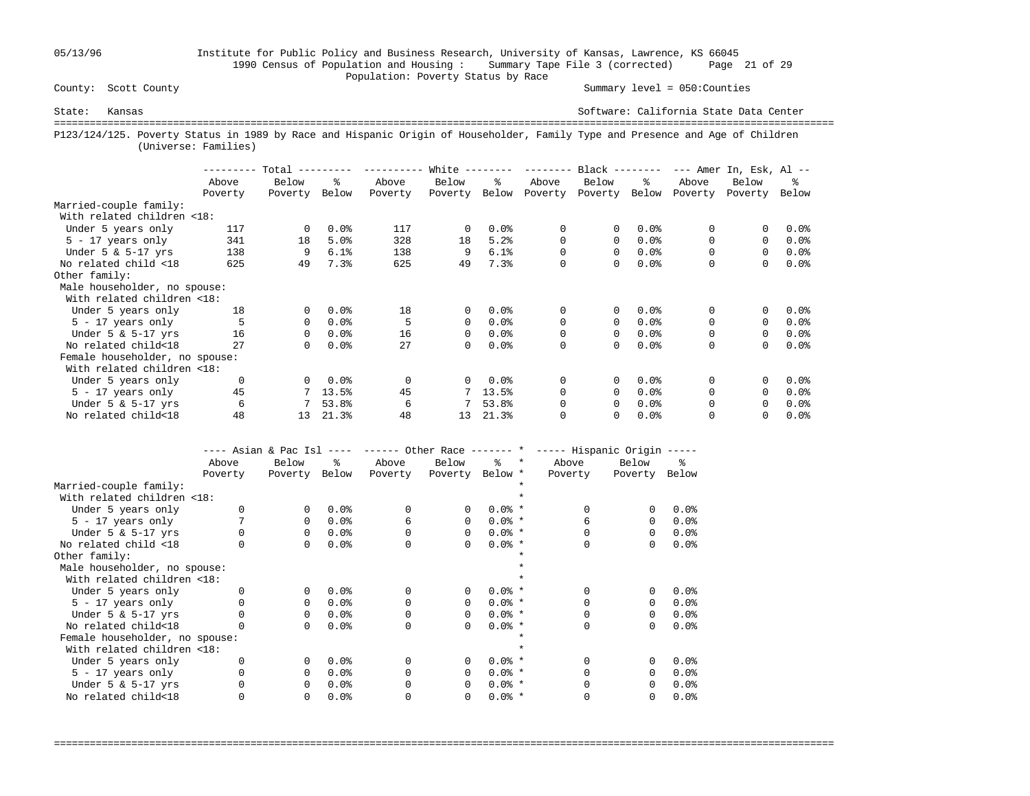County: Scott County

State: Kansas

Summary level = 050:Counties

Software: California State Data Center

Institute for Public Policy and Business Research, University of Kansas, Lawrence, KS 66045

1990 Census of Population and Housing : Summary Tape File 3 (corrected)

Population: Poverty Status by Race

P123/124/125. Poverty Status in 1989 by Race and Hispanic Origin of Householder, Family Type and Presence and Age of Children (Universe: Families)

| | Total | | | White | | | Black | | | Amer In, Esk, Al | | |
|---|---|---|---|---|---|---|---|---|---|---|---|---|
| | Above Poverty | Below Poverty | % Below | Above Poverty | Below Poverty | % Below | Above Poverty | Below Poverty | % Below | Above Poverty | Below Poverty | % Below |
| Married-couple family: | | | | | | | | | | | | |
| With related children <18: | | | | | | | | | | | | |
| Under 5 years only | 117 | 0 | 0.0% | 117 | 0 | 0.0% | 0 | 0 | 0.0% | 0 | 0 | 0.0% |
| 5 - 17 years only | 341 | 18 | 5.0% | 328 | 18 | 5.2% | 0 | 0 | 0.0% | 0 | 0 | 0.0% |
| Under 5 & 5-17 yrs | 138 | 9 | 6.1% | 138 | 9 | 6.1% | 0 | 0 | 0.0% | 0 | 0 | 0.0% |
| No related child <18 | 625 | 49 | 7.3% | 625 | 49 | 7.3% | 0 | 0 | 0.0% | 0 | 0 | 0.0% |
| Other family: | | | | | | | | | | | | |
| Male householder, no spouse: | | | | | | | | | | | | |
| With related children <18: | | | | | | | | | | | | |
| Under 5 years only | 18 | 0 | 0.0% | 18 | 0 | 0.0% | 0 | 0 | 0.0% | 0 | 0 | 0.0% |
| 5 - 17 years only | 5 | 0 | 0.0% | 5 | 0 | 0.0% | 0 | 0 | 0.0% | 0 | 0 | 0.0% |
| Under 5 & 5-17 yrs | 16 | 0 | 0.0% | 16 | 0 | 0.0% | 0 | 0 | 0.0% | 0 | 0 | 0.0% |
| No related child<18 | 27 | 0 | 0.0% | 27 | 0 | 0.0% | 0 | 0 | 0.0% | 0 | 0 | 0.0% |
| Female householder, no spouse: | | | | | | | | | | | | |
| With related children <18: | | | | | | | | | | | | |
| Under 5 years only | 0 | 0 | 0.0% | 0 | 0 | 0.0% | 0 | 0 | 0.0% | 0 | 0 | 0.0% |
| 5 - 17 years only | 45 | 7 | 13.5% | 45 | 7 | 13.5% | 0 | 0 | 0.0% | 0 | 0 | 0.0% |
| Under 5 & 5-17 yrs | 6 | 7 | 53.8% | 6 | 7 | 53.8% | 0 | 0 | 0.0% | 0 | 0 | 0.0% |
| No related child<18 | 48 | 13 | 21.3% | 48 | 13 | 21.3% | 0 | 0 | 0.0% | 0 | 0 | 0.0% |

| | Asian & Pac Isl | | | Other Race | | | Hispanic Origin | | |
|---|---|---|---|---|---|---|---|---|---|
| | Above Poverty | Below Poverty | % Below | Above Poverty | Below Poverty | % Below | Above Poverty | Below Poverty | % Below |
| Married-couple family: | | | | | | | | | |
| With related children <18: | | | | | | | | | |
| Under 5 years only | 0 | 0 | 0.0% | 0 | 0 | 0.0% | 0 | 0 | 0.0% |
| 5 - 17 years only | 7 | 0 | 0.0% | 6 | 0 | 0.0% | 6 | 0 | 0.0% |
| Under 5 & 5-17 yrs | 0 | 0 | 0.0% | 0 | 0 | 0.0% | 0 | 0 | 0.0% |
| No related child <18 | 0 | 0 | 0.0% | 0 | 0 | 0.0% | 0 | 0 | 0.0% |
| Other family: | | | | | | | | | |
| Male householder, no spouse: | | | | | | | | | |
| With related children <18: | | | | | | | | | |
| Under 5 years only | 0 | 0 | 0.0% | 0 | 0 | 0.0% | 0 | 0 | 0.0% |
| 5 - 17 years only | 0 | 0 | 0.0% | 0 | 0 | 0.0% | 0 | 0 | 0.0% |
| Under 5 & 5-17 yrs | 0 | 0 | 0.0% | 0 | 0 | 0.0% | 0 | 0 | 0.0% |
| No related child<18 | 0 | 0 | 0.0% | 0 | 0 | 0.0% | 0 | 0 | 0.0% |
| Female householder, no spouse: | | | | | | | | | |
| With related children <18: | | | | | | | | | |
| Under 5 years only | 0 | 0 | 0.0% | 0 | 0 | 0.0% | 0 | 0 | 0.0% |
| 5 - 17 years only | 0 | 0 | 0.0% | 0 | 0 | 0.0% | 0 | 0 | 0.0% |
| Under 5 & 5-17 yrs | 0 | 0 | 0.0% | 0 | 0 | 0.0% | 0 | 0 | 0.0% |
| No related child<18 | 0 | 0 | 0.0% | 0 | 0 | 0.0% | 0 | 0 | 0.0% |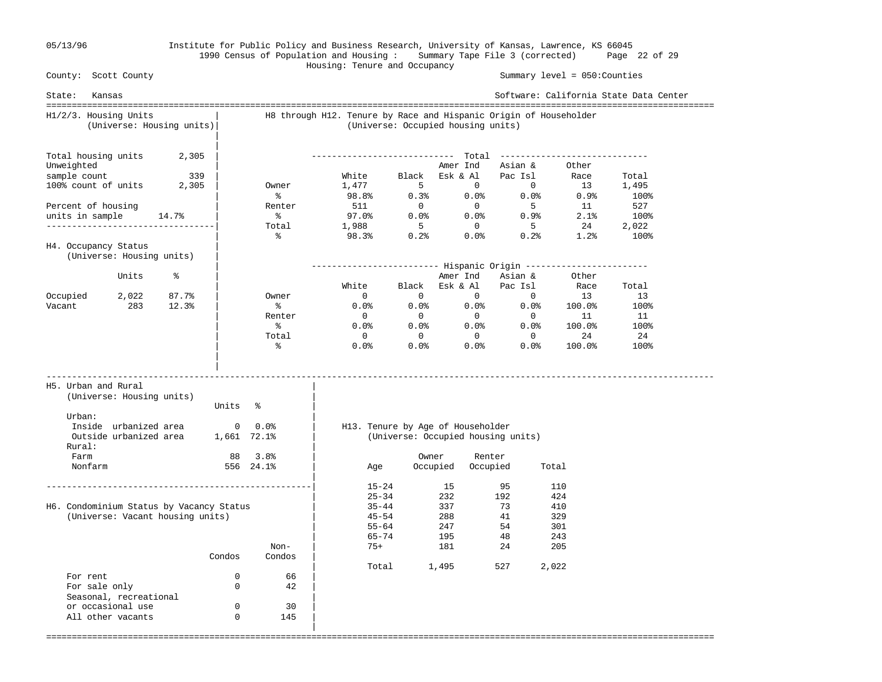05/13/96 Institute for Public Policy and Business Research, University of Kansas, Lawrence, KS 66045

1990 Census of Population and Housing : Summary Tape File 3 (corrected)

Housing: Tenure and Occupancy

County: Scott County — Summary level = 050:Counties

State: Kansas — Software: California State Data Center

## H1/2/3. Housing Units
(Universe: Housing units)

| | |
|---|---|
| Total housing units | 2,305 |
| Unweighted sample count | 339 |
| 100% count of units | 2,305 |
| Percent of housing units in sample | 14.7% |

## H4. Occupancy Status
(Universe: Housing units)

| | Units | % |
|---|---|---|
| Occupied | 2,022 | 87.7% |
| Vacant | 283 | 12.3% |

## H8 through H12. Tenure by Race and Hispanic Origin of Householder
(Universe: Occupied housing units)

**Total**

| | White | Black | Amer Ind Esk & Al | Asian & Pac Isl | Other Race | Total |
|---|---|---|---|---|---|---|
| Owner | 1,477 | 5 | 0 | 0 | 13 | 1,495 |
| % | 98.8% | 0.3% | 0.0% | 0.0% | 0.9% | 100% |
| Renter | 511 | 0 | 0 | 5 | 11 | 527 |
| % | 97.0% | 0.0% | 0.0% | 0.9% | 2.1% | 100% |
| Total | 1,988 | 5 | 0 | 5 | 24 | 2,022 |
| % | 98.3% | 0.2% | 0.0% | 0.2% | 1.2% | 100% |

**Hispanic Origin**

| | White | Black | Amer Ind Esk & Al | Asian & Pac Isl | Other Race | Total |
|---|---|---|---|---|---|---|
| Owner | 0 | 0 | 0 | 0 | 13 | 13 |
| % | 0.0% | 0.0% | 0.0% | 0.0% | 100.0% | 100% |
| Renter | 0 | 0 | 0 | 0 | 11 | 11 |
| % | 0.0% | 0.0% | 0.0% | 0.0% | 100.0% | 100% |
| Total | 0 | 0 | 0 | 0 | 24 | 24 |
| % | 0.0% | 0.0% | 0.0% | 0.0% | 100.0% | 100% |

## H5. Urban and Rural
(Universe: Housing units)

| | Units | % |
|---|---|---|
| Urban: | | |
| Inside urbanized area | 0 | 0.0% |
| Outside urbanized area | 1,661 | 72.1% |
| Rural: | | |
| Farm | 88 | 3.8% |
| Nonfarm | 556 | 24.1% |

## H6. Condominium Status by Vacancy Status
(Universe: Vacant housing units)

| | Condos | Non-Condos |
|---|---|---|
| For rent | 0 | 66 |
| For sale only | 0 | 42 |
| Seasonal, recreational or occasional use | 0 | 30 |
| All other vacants | 0 | 145 |

## H13. Tenure by Age of Householder
(Universe: Occupied housing units)

| Age | Owner Occupied | Renter Occupied | Total |
|---|---|---|---|
| 15-24 | 15 | 95 | 110 |
| 25-34 | 232 | 192 | 424 |
| 35-44 | 337 | 73 | 410 |
| 45-54 | 288 | 41 | 329 |
| 55-64 | 247 | 54 | 301 |
| 65-74 | 195 | 48 | 243 |
| 75+ | 181 | 24 | 205 |
| Total | 1,495 | 527 | 2,022 |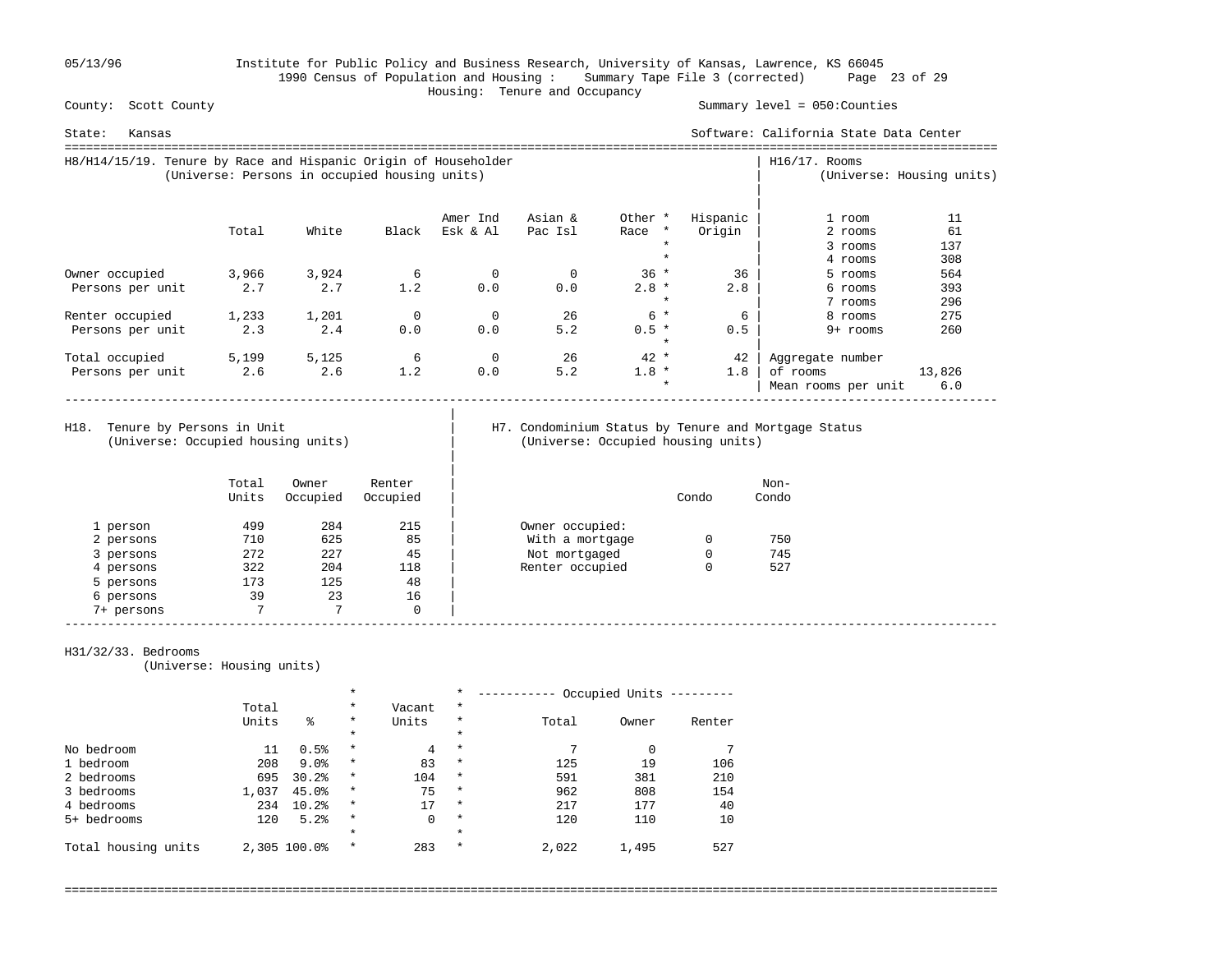05/13/96 Institute for Public Policy and Business Research, University of Kansas, Lawrence, KS 66045

1990 Census of Population and Housing : Summary Tape File 3 (corrected)

Housing: Tenure and Occupancy

County: Scott County — Summary level = 050:Counties

State: Kansas — Software: California State Data Center

## H8/H14/15/19. Tenure by Race and Hispanic Origin of Householder
(Universe: Persons in occupied housing units)

| | Total | White | Black | Amer Ind Esk & Al | Asian & Pac Isl | Other * Race * | Hispanic Origin |
|---|---|---|---|---|---|---|---|
| Owner occupied | 3,966 | 3,924 | 6 | 0 | 0 | 36 | 36 |
| Persons per unit | 2.7 | 2.7 | 1.2 | 0.0 | 0.0 | 2.8 | 2.8 |
| Renter occupied | 1,233 | 1,201 | 0 | 0 | 26 | 6 | 6 |
| Persons per unit | 2.3 | 2.4 | 0.0 | 0.0 | 5.2 | 0.5 | 0.5 |
| Total occupied | 5,199 | 5,125 | 6 | 0 | 26 | 42 | 42 |
| Persons per unit | 2.6 | 2.6 | 1.2 | 0.0 | 5.2 | 1.8 | 1.8 |

## H16/17. Rooms
(Universe: Housing units)

| Rooms | Units |
|---|---|
| 1 room | 11 |
| 2 rooms | 61 |
| 3 rooms | 137 |
| 4 rooms | 308 |
| 5 rooms | 564 |
| 6 rooms | 393 |
| 7 rooms | 296 |
| 8 rooms | 275 |
| 9+ rooms | 260 |
| Aggregate number of rooms | 13,826 |
| Mean rooms per unit | 6.0 |

## H18. Tenure by Persons in Unit
(Universe: Occupied housing units)

| | Total Units | Owner Occupied | Renter Occupied |
|---|---|---|---|
| 1 person | 499 | 284 | 215 |
| 2 persons | 710 | 625 | 85 |
| 3 persons | 272 | 227 | 45 |
| 4 persons | 322 | 204 | 118 |
| 5 persons | 173 | 125 | 48 |
| 6 persons | 39 | 23 | 16 |
| 7+ persons | 7 | 7 | 0 |

## H7. Condominium Status by Tenure and Mortgage Status
(Universe: Occupied housing units)

| | Condo | Non-Condo |
|---|---|---|
| Owner occupied: | | |
| With a mortgage | 0 | 750 |
| Not mortgaged | 0 | 745 |
| Renter occupied | 0 | 527 |

## H31/32/33. Bedrooms
(Universe: Housing units)

| | Total Units | % | Vacant Units | Occupied Units: Total | Owner | Renter |
|---|---|---|---|---|---|---|
| No bedroom | 11 | 0.5% | 4 | 7 | 0 | 7 |
| 1 bedroom | 208 | 9.0% | 83 | 125 | 19 | 106 |
| 2 bedrooms | 695 | 30.2% | 104 | 591 | 381 | 210 |
| 3 bedrooms | 1,037 | 45.0% | 75 | 962 | 808 | 154 |
| 4 bedrooms | 234 | 10.2% | 17 | 217 | 177 | 40 |
| 5+ bedrooms | 120 | 5.2% | 0 | 120 | 110 | 10 |
| Total housing units | 2,305 | 100.0% | 283 | 2,022 | 1,495 | 527 |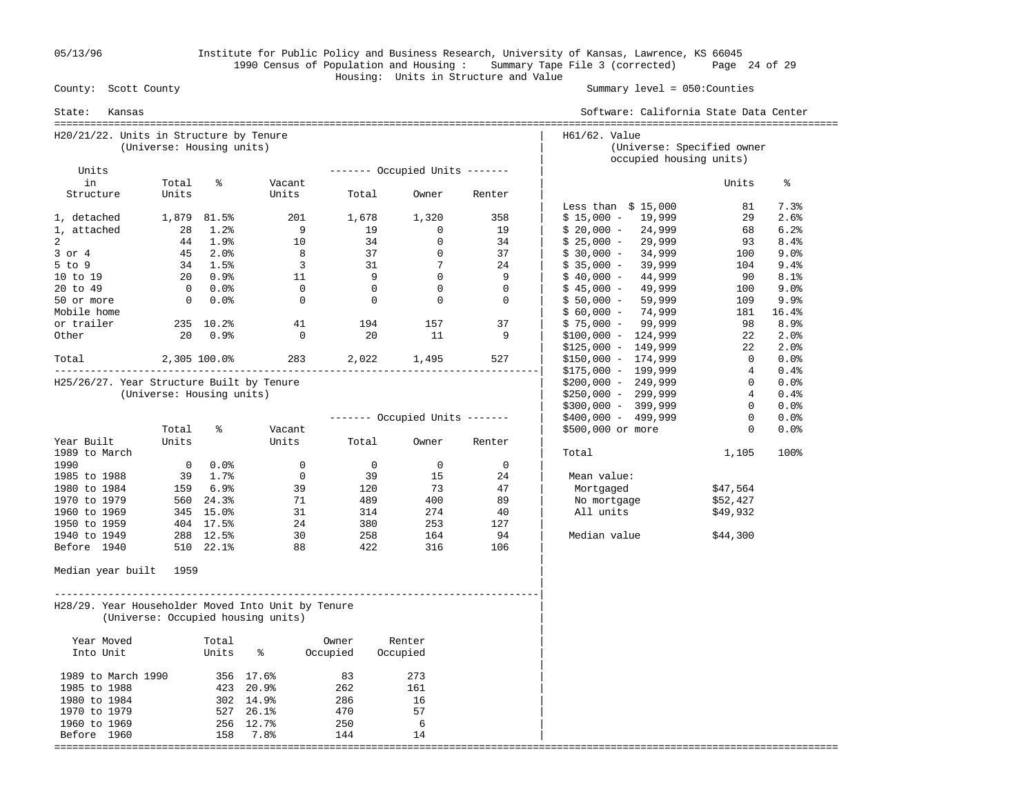05/13/96 Institute for Public Policy and Business Research, University of Kansas, Lawrence, KS 66045
1990 Census of Population and Housing : Summary Tape File 3 (corrected)
Housing: Units in Structure and Value

County: Scott County — Summary level = 050:Counties

State: Kansas — Software: California State Data Center

## H20/21/22. Units in Structure by Tenure
(Universe: Housing units)

| Units in Structure | Total Units | % | Vacant Units | Occupied Units: Total | Occupied Units: Owner | Occupied Units: Renter |
|---|---|---|---|---|---|---|
| 1, detached | 1,879 | 81.5% | 201 | 1,678 | 1,320 | 358 |
| 1, attached | 28 | 1.2% | 9 | 19 | 0 | 19 |
| 2 | 44 | 1.9% | 10 | 34 | 0 | 34 |
| 3 or 4 | 45 | 2.0% | 8 | 37 | 0 | 37 |
| 5 to 9 | 34 | 1.5% | 3 | 31 | 7 | 24 |
| 10 to 19 | 20 | 0.9% | 11 | 9 | 0 | 9 |
| 20 to 49 | 0 | 0.0% | 0 | 0 | 0 | 0 |
| 50 or more | 0 | 0.0% | 0 | 0 | 0 | 0 |
| Mobile home or trailer | 235 | 10.2% | 41 | 194 | 157 | 37 |
| Other | 20 | 0.9% | 0 | 20 | 11 | 9 |
| Total | 2,305 | 100.0% | 283 | 2,022 | 1,495 | 527 |

## H25/26/27. Year Structure Built by Tenure
(Universe: Housing units)

| Year Built | Total Units | % | Vacant Units | Occupied Units: Total | Occupied Units: Owner | Occupied Units: Renter |
|---|---|---|---|---|---|---|
| 1989 to March 1990 | 0 | 0.0% | 0 | 0 | 0 | 0 |
| 1985 to 1988 | 39 | 1.7% | 0 | 39 | 15 | 24 |
| 1980 to 1984 | 159 | 6.9% | 39 | 120 | 73 | 47 |
| 1970 to 1979 | 560 | 24.3% | 71 | 489 | 400 | 89 |
| 1960 to 1969 | 345 | 15.0% | 31 | 314 | 274 | 40 |
| 1950 to 1959 | 404 | 17.5% | 24 | 380 | 253 | 127 |
| 1940 to 1949 | 288 | 12.5% | 30 | 258 | 164 | 94 |
| Before 1940 | 510 | 22.1% | 88 | 422 | 316 | 106 |

Median year built 1959

## H28/29. Year Householder Moved Into Unit by Tenure
(Universe: Occupied housing units)

| Year Moved Into Unit | Total Units | % | Owner Occupied | Renter Occupied |
|---|---|---|---|---|
| 1989 to March 1990 | 356 | 17.6% | 83 | 273 |
| 1985 to 1988 | 423 | 20.9% | 262 | 161 |
| 1980 to 1984 | 302 | 14.9% | 286 | 16 |
| 1970 to 1979 | 527 | 26.1% | 470 | 57 |
| 1960 to 1969 | 256 | 12.7% | 250 | 6 |
| Before 1960 | 158 | 7.8% | 144 | 14 |

## H61/62. Value
(Universe: Specified owner occupied housing units)

| Value | Units | % |
|---|---|---|
| Less than $ 15,000 | 81 | 7.3% |
| $ 15,000 - 19,999 | 29 | 2.6% |
| $ 20,000 - 24,999 | 68 | 6.2% |
| $ 25,000 - 29,999 | 93 | 8.4% |
| $ 30,000 - 34,999 | 100 | 9.0% |
| $ 35,000 - 39,999 | 104 | 9.4% |
| $ 40,000 - 44,999 | 90 | 8.1% |
| $ 45,000 - 49,999 | 100 | 9.0% |
| $ 50,000 - 59,999 | 109 | 9.9% |
| $ 60,000 - 74,999 | 181 | 16.4% |
| $ 75,000 - 99,999 | 98 | 8.9% |
| $100,000 - 124,999 | 22 | 2.0% |
| $125,000 - 149,999 | 22 | 2.0% |
| $150,000 - 174,999 | 0 | 0.0% |
| $175,000 - 199,999 | 4 | 0.4% |
| $200,000 - 249,999 | 0 | 0.0% |
| $250,000 - 299,999 | 4 | 0.4% |
| $300,000 - 399,999 | 0 | 0.0% |
| $400,000 - 499,999 | 0 | 0.0% |
| $500,000 or more | 0 | 0.0% |
| Total | 1,105 | 100% |

| Mean value: | |
|---|---|
| Mortgaged | $47,564 |
| No mortgage | $52,427 |
| All units | $49,932 |

Median value $44,300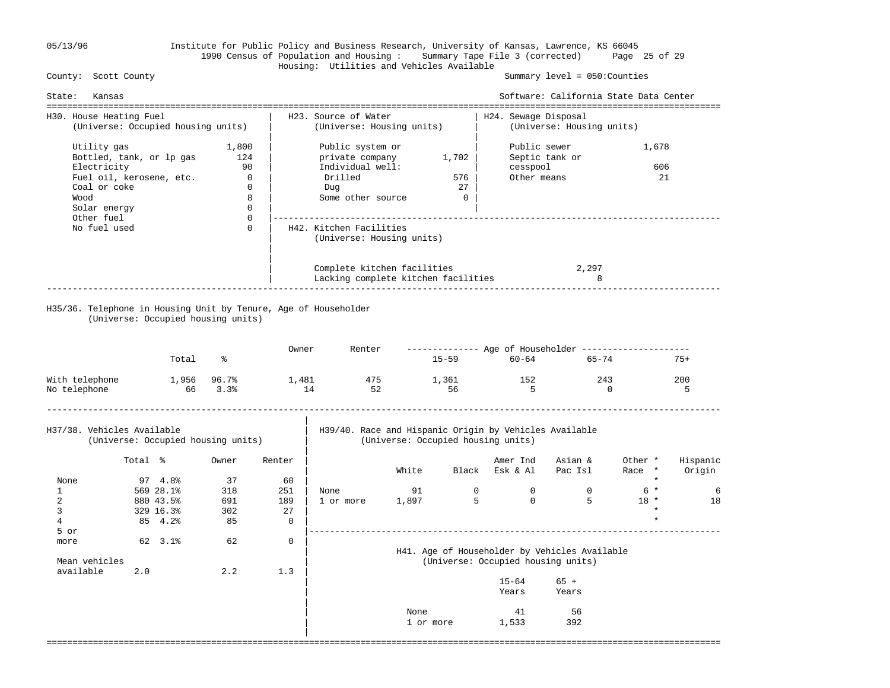Institute for Public Policy and Business Research, University of Kansas, Lawrence, KS 66045

1990 Census of Population and Housing : Summary Tape File 3 (corrected)

Housing: Utilities and Vehicles Available

County: Scott County — Summary level = 050:Counties

State: Kansas — Software: California State Data Center

05/13/96

## H30. House Heating Fuel
(Universe: Occupied housing units)

| Fuel | Count |
|---|---|
| Utility gas | 1,800 |
| Bottled, tank, or lp gas | 124 |
| Electricity | 90 |
| Fuel oil, kerosene, etc. | 0 |
| Coal or coke | 0 |
| Wood | 8 |
| Solar energy | 0 |
| Other fuel | 0 |
| No fuel used | 0 |

## H23. Source of Water
(Universe: Housing units)

| Source | Count |
|---|---|
| Public system or private company | 1,702 |
| Individual well: | |
| Drilled | 576 |
| Dug | 27 |
| Some other source | 0 |

## H24. Sewage Disposal
(Universe: Housing units)

| Disposal | Count |
|---|---|
| Public sewer | 1,678 |
| Septic tank or cesspool | 606 |
| Other means | 21 |

## H42. Kitchen Facilities
(Universe: Housing units)

| Facilities | Count |
|---|---|
| Complete kitchen facilities | 2,297 |
| Lacking complete kitchen facilities | 8 |

## H35/36. Telephone in Housing Unit by Tenure, Age of Householder
(Universe: Occupied housing units)

| | Total | % | Owner | Renter | Age of Householder 15-59 | 60-64 | 65-74 | 75+ |
|---|---|---|---|---|---|---|---|---|
| With telephone | 1,956 | 96.7% | 1,481 | 475 | 1,361 | 152 | 243 | 200 |
| No telephone | 66 | 3.3% | 14 | 52 | 56 | 5 | 0 | 5 |

## H37/38. Vehicles Available
(Universe: Occupied housing units)

| | Total | % | Owner | Renter |
|---|---|---|---|---|
| None | 97 | 4.8% | 37 | 60 |
| 1 | 569 | 28.1% | 318 | 251 |
| 2 | 880 | 43.5% | 691 | 189 |
| 3 | 329 | 16.3% | 302 | 27 |
| 4 | 85 | 4.2% | 85 | 0 |
| 5 or more | 62 | 3.1% | 62 | 0 |
| Mean vehicles available | 2.0 | | 2.2 | 1.3 |

## H39/40. Race and Hispanic Origin by Vehicles Available
(Universe: Occupied housing units)

| | White | Black | Amer Ind Esk & Al | Asian & Pac Isl | Other Race * | Hispanic Origin |
|---|---|---|---|---|---|---|
| None | 91 | 0 | 0 | 0 | 6 | 6 |
| 1 or more | 1,897 | 5 | 0 | 5 | 18 | 18 |

## H41. Age of Householder by Vehicles Available
(Universe: Occupied housing units)

| | 15-64 Years | 65 + Years |
|---|---|---|
| None | 41 | 56 |
| 1 or more | 1,533 | 392 |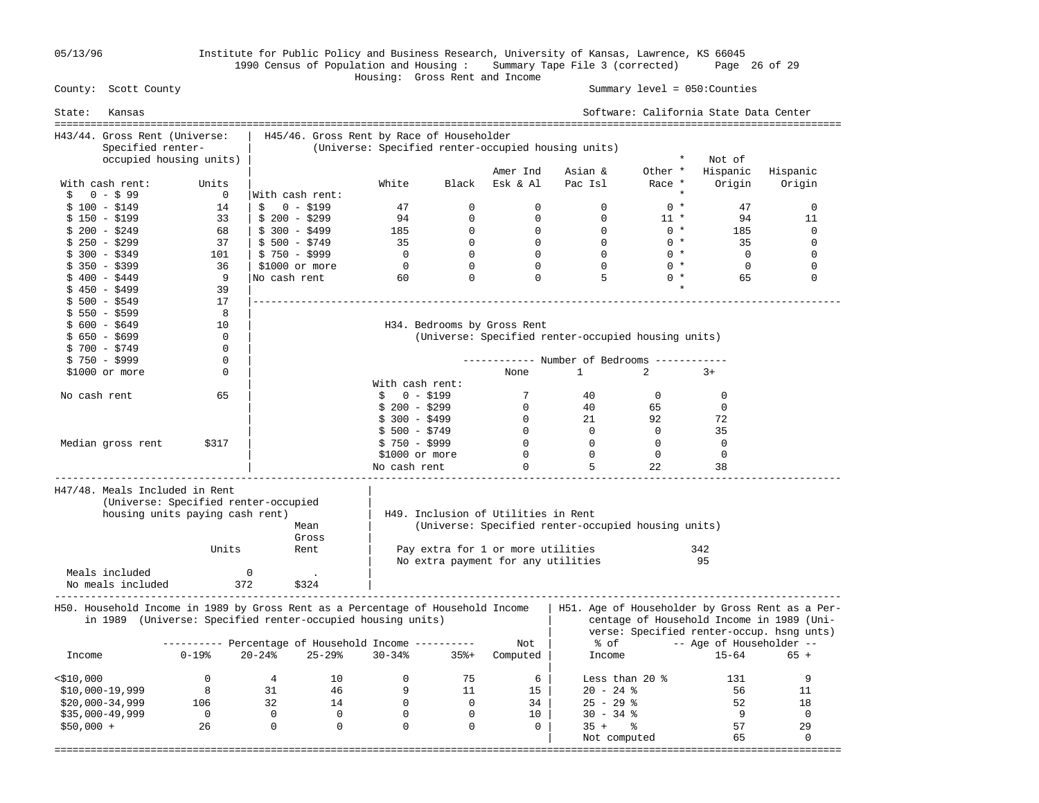05/13/96 Institute for Public Policy and Business Research, University of Kansas, Lawrence, KS 66045
1990 Census of Population and Housing : Summary Tape File 3 (corrected)
Housing: Gross Rent and Income

County: Scott County — Summary level = 050:Counties

State: Kansas — Software: California State Data Center

## H43/44. Gross Rent (Universe: Specified renter-occupied housing units)

| With cash rent: | Units |
|---|---|
| $ 0 - $ 99 | 0 |
| $ 100 - $149 | 14 |
| $ 150 - $199 | 33 |
| $ 200 - $249 | 68 |
| $ 250 - $299 | 37 |
| $ 300 - $349 | 101 |
| $ 350 - $399 | 36 |
| $ 400 - $449 | 9 |
| $ 450 - $499 | 39 |
| $ 500 - $549 | 17 |
| $ 550 - $599 | 8 |
| $ 600 - $649 | 10 |
| $ 650 - $699 | 0 |
| $ 700 - $749 | 0 |
| $ 750 - $999 | 0 |
| $1000 or more | 0 |
| No cash rent | 65 |
| Median gross rent | $317 |

## H45/46. Gross Rent by Race of Householder (Universe: Specified renter-occupied housing units)

| | White | Black | Amer Ind Esk & Al | Asian & Pac Isl | Other Race | * | Not of Hispanic Origin | Hispanic Origin |
|---|---|---|---|---|---|---|---|---|
| With cash rent: | | | | | | * | | |
| $ 0 - $199 | 47 | 0 | 0 | 0 | 0 | * | 47 | 0 |
| $ 200 - $299 | 94 | 0 | 0 | 0 | 11 | * | 94 | 11 |
| $ 300 - $499 | 185 | 0 | 0 | 0 | 0 | * | 185 | 0 |
| $ 500 - $749 | 35 | 0 | 0 | 0 | 0 | * | 35 | 0 |
| $ 750 - $999 | 0 | 0 | 0 | 0 | 0 | * | 0 | 0 |
| $1000 or more | 0 | 0 | 0 | 0 | 0 | * | 0 | 0 |
| No cash rent | 60 | 0 | 0 | 5 | 0 | * | 65 | 0 |

## H34. Bedrooms by Gross Rent (Universe: Specified renter-occupied housing units)

| | Number of Bedrooms | | | |
|---|---|---|---|---|
| | None | 1 | 2 | 3+ |
| With cash rent: | | | | |
| $ 0 - $199 | 7 | 40 | 0 | 0 |
| $ 200 - $299 | 0 | 40 | 65 | 0 |
| $ 300 - $499 | 0 | 21 | 92 | 72 |
| $ 500 - $749 | 0 | 0 | 0 | 35 |
| $ 750 - $999 | 0 | 0 | 0 | 0 |
| $1000 or more | 0 | 0 | 0 | 0 |
| No cash rent | 0 | 5 | 22 | 38 |

## H47/48. Meals Included in Rent (Universe: Specified renter-occupied housing units paying cash rent)

| | Units | Mean Gross Rent |
|---|---|---|
| Meals included | 0 | . |
| No meals included | 372 | $324 |

## H49. Inclusion of Utilities in Rent (Universe: Specified renter-occupied housing units)

| | |
|---|---|
| Pay extra for 1 or more utilities | 342 |
| No extra payment for any utilities | 95 |

## H50. Household Income in 1989 by Gross Rent as a Percentage of Household Income in 1989 (Universe: Specified renter-occupied housing units)

| | Percentage of Household Income | | | | | |
|---|---|---|---|---|---|---|
| Income | 0-19% | 20-24% | 25-29% | 30-34% | 35%+ | Not Computed |
| <$10,000 | 0 | 4 | 10 | 0 | 75 | 6 |
| $10,000-19,999 | 8 | 31 | 46 | 9 | 11 | 15 |
| $20,000-34,999 | 106 | 32 | 14 | 0 | 0 | 34 |
| $35,000-49,999 | 0 | 0 | 0 | 0 | 0 | 10 |
| $50,000 + | 26 | 0 | 0 | 0 | 0 | 0 |

## H51. Age of Householder by Gross Rent as a Percentage of Household Income in 1989 (Universe: Specified renter-occup. hsng unts)

| % of Income | Age of Householder 15-64 | 65 + |
|---|---|---|
| Less than 20 % | 131 | 9 |
| 20 - 24 % | 56 | 11 |
| 25 - 29 % | 52 | 18 |
| 30 - 34 % | 9 | 0 |
| 35 + % | 57 | 29 |
| Not computed | 65 | 0 |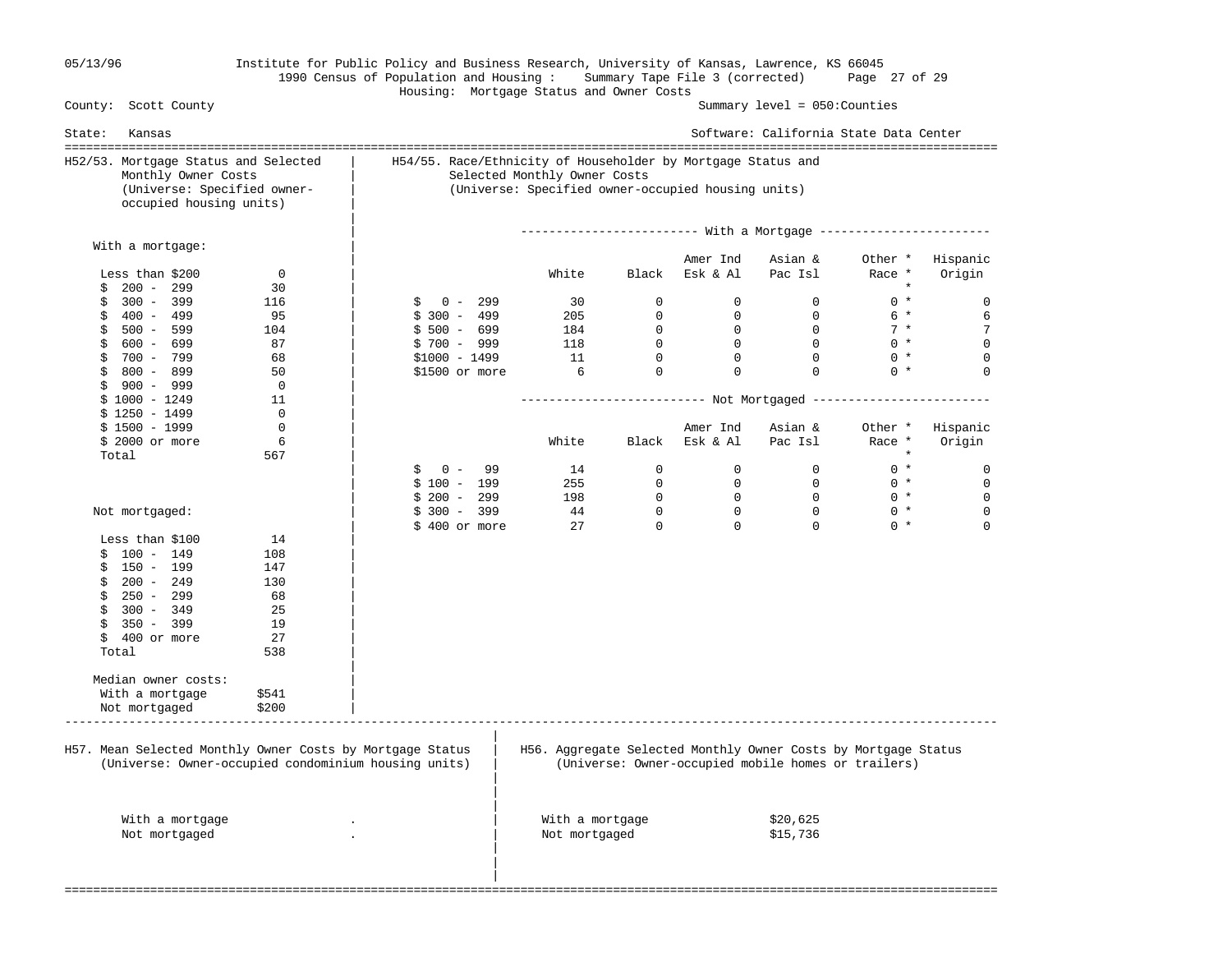County: Scott County

State: Kansas

Summary level = 050:Counties

Software: California State Data Center

Housing: Mortgage Status and Owner Costs

## H52/53. Mortgage Status and Selected Monthly Owner Costs
(Universe: Specified owner-occupied housing units)

With a mortgage:

| | |
|---|---|
| Less than $200 | 0 |
| $ 200 - 299 | 30 |
| $ 300 - 399 | 116 |
| $ 400 - 499 | 95 |
| $ 500 - 599 | 104 |
| $ 600 - 699 | 87 |
| $ 700 - 799 | 68 |
| $ 800 - 899 | 50 |
| $ 900 - 999 | 0 |
| $ 1000 - 1249 | 11 |
| $ 1250 - 1499 | 0 |
| $ 1500 - 1999 | 0 |
| $ 2000 or more | 6 |
| Total | 567 |

Not mortgaged:

| | |
|---|---|
| Less than $100 | 14 |
| $ 100 - 149 | 108 |
| $ 150 - 199 | 147 |
| $ 200 - 249 | 130 |
| $ 250 - 299 | 68 |
| $ 300 - 349 | 25 |
| $ 350 - 399 | 19 |
| $ 400 or more | 27 |
| Total | 538 |

Median owner costs:

| | |
|---|---|
| With a mortgage | $541 |
| Not mortgaged | $200 |

## H54/55. Race/Ethnicity of Householder by Mortgage Status and Selected Monthly Owner Costs
(Universe: Specified owner-occupied housing units)

With a Mortgage

| | White | Black | Amer Ind Esk & Al | Asian & Pac Isl | Other * Race * | Hispanic Origin |
|---|---|---|---|---|---|---|
| $ 0 - 299 | 30 | 0 | 0 | 0 | 0 * | 0 |
| $ 300 - 499 | 205 | 0 | 0 | 0 | 6 * | 6 |
| $ 500 - 699 | 184 | 0 | 0 | 0 | 7 * | 7 |
| $ 700 - 999 | 118 | 0 | 0 | 0 | 0 * | 0 |
| $1000 - 1499 | 11 | 0 | 0 | 0 | 0 * | 0 |
| $1500 or more | 6 | 0 | 0 | 0 | 0 * | 0 |

Not Mortgaged

| | White | Black | Amer Ind Esk & Al | Asian & Pac Isl | Other * Race * | Hispanic Origin |
|---|---|---|---|---|---|---|
| $ 0 - 99 | 14 | 0 | 0 | 0 | 0 * | 0 |
| $ 100 - 199 | 255 | 0 | 0 | 0 | 0 * | 0 |
| $ 200 - 299 | 198 | 0 | 0 | 0 | 0 * | 0 |
| $ 300 - 399 | 44 | 0 | 0 | 0 | 0 * | 0 |
| $ 400 or more | 27 | 0 | 0 | 0 | 0 * | 0 |

## H57. Mean Selected Monthly Owner Costs by Mortgage Status
(Universe: Owner-occupied condominium housing units)

| | |
|---|---|
| With a mortgage | . |
| Not mortgaged | . |

## H56. Aggregate Selected Monthly Owner Costs by Mortgage Status
(Universe: Owner-occupied mobile homes or trailers)

| | |
|---|---|
| With a mortgage | $20,625 |
| Not mortgaged | $15,736 |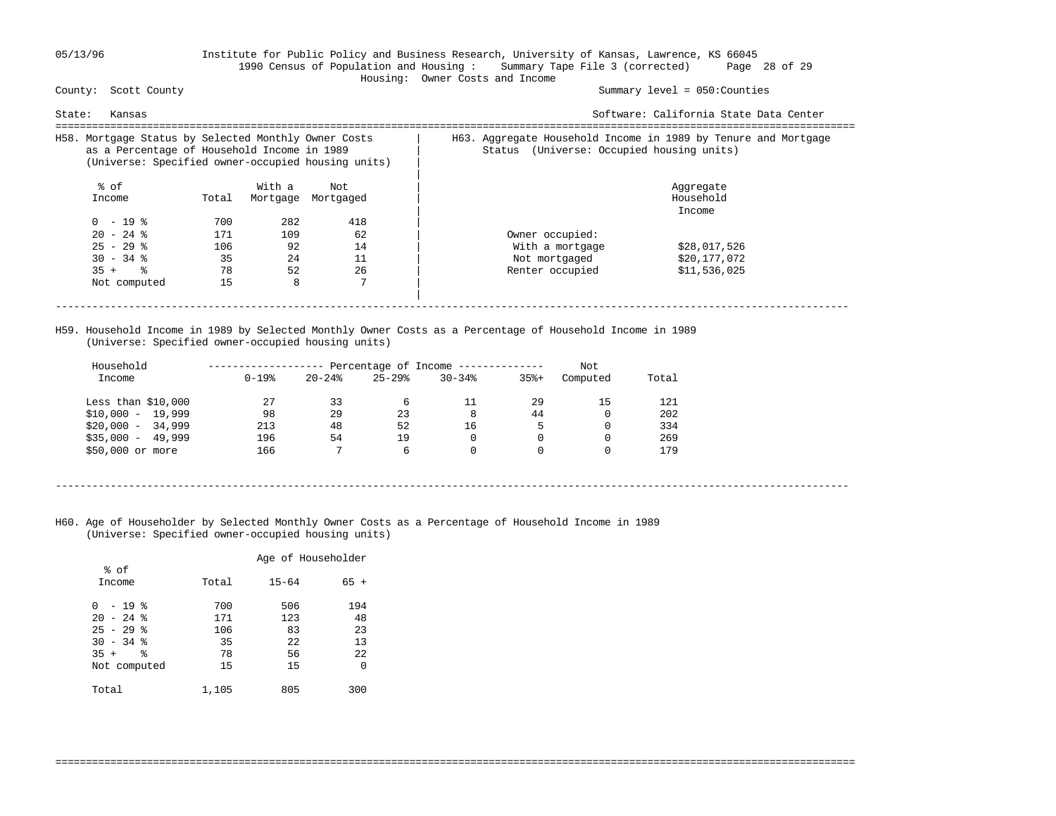County: Scott County — Summary level = 050:Counties

State: Kansas — Software: California State Data Center

Housing: Owner Costs and Income

### H58. Mortgage Status by Selected Monthly Owner Costs as a Percentage of Household Income in 1989
(Universe: Specified owner-occupied housing units)

| % of Income | Total | With a Mortgage | Not Mortgaged |
|---|---|---|---|
| 0 - 19 % | 700 | 282 | 418 |
| 20 - 24 % | 171 | 109 | 62 |
| 25 - 29 % | 106 | 92 | 14 |
| 30 - 34 % | 35 | 24 | 11 |
| 35 + % | 78 | 52 | 26 |
| Not computed | 15 | 8 | 7 |

### H63. Aggregate Household Income in 1989 by Tenure and Mortgage Status (Universe: Occupied housing units)

| | Aggregate Household Income |
|---|---|
| Owner occupied: | |
| With a mortgage | $28,017,526 |
| Not mortgaged | $20,177,072 |
| Renter occupied | $11,536,025 |

### H59. Household Income in 1989 by Selected Monthly Owner Costs as a Percentage of Household Income in 1989
(Universe: Specified owner-occupied housing units)

| Household Income | 0-19% | 20-24% | 25-29% | 30-34% | 35%+ | Not Computed | Total |
|---|---|---|---|---|---|---|---|
| Less than $10,000 | 27 | 33 | 6 | 11 | 29 | 15 | 121 |
| $10,000 - 19,999 | 98 | 29 | 23 | 8 | 44 | 0 | 202 |
| $20,000 - 34,999 | 213 | 48 | 52 | 16 | 5 | 0 | 334 |
| $35,000 - 49,999 | 196 | 54 | 19 | 0 | 0 | 0 | 269 |
| $50,000 or more | 166 | 7 | 6 | 0 | 0 | 0 | 179 |

### H60. Age of Householder by Selected Monthly Owner Costs as a Percentage of Household Income in 1989
(Universe: Specified owner-occupied housing units)

| % of Income | Total | Age of Householder 15-64 | 65 + |
|---|---|---|---|
| 0 - 19 % | 700 | 506 | 194 |
| 20 - 24 % | 171 | 123 | 48 |
| 25 - 29 % | 106 | 83 | 23 |
| 30 - 34 % | 35 | 22 | 13 |
| 35 + % | 78 | 56 | 22 |
| Not computed | 15 | 15 | 0 |
| Total | 1,105 | 805 | 300 |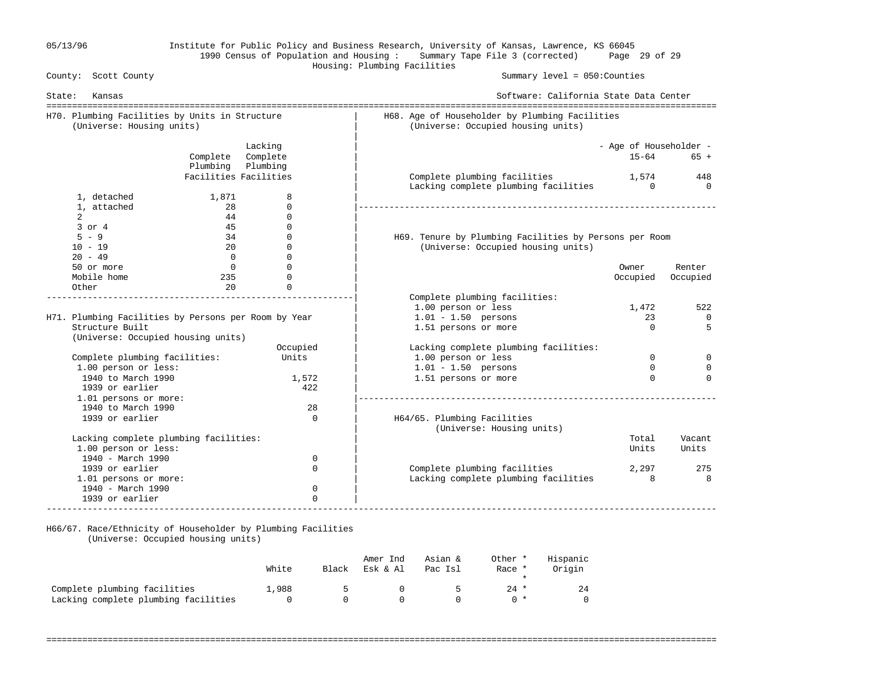05/13/96 Institute for Public Policy and Business Research, University of Kansas, Lawrence, KS 66045
1990 Census of Population and Housing : Summary Tape File 3 (corrected)
Housing: Plumbing Facilities

County: Scott County — Summary level = 050:Counties

State: Kansas — Software: California State Data Center

## H70. Plumbing Facilities by Units in Structure
(Universe: Housing units)

| | Complete Plumbing Facilities | Lacking Complete Plumbing Facilities |
|---|---|---|
| 1, detached | 1,871 | 8 |
| 1, attached | 28 | 0 |
| 2 | 44 | 0 |
| 3 or 4 | 45 | 0 |
| 5 - 9 | 34 | 0 |
| 10 - 19 | 20 | 0 |
| 20 - 49 | 0 | 0 |
| 50 or more | 0 | 0 |
| Mobile home | 235 | 0 |
| Other | 20 | 0 |

## H71. Plumbing Facilities by Persons per Room by Year Structure Built
(Universe: Occupied housing units)

| | Occupied Units |
|---|---|
| Complete plumbing facilities: | |
| 1.00 person or less: | |
| 1940 to March 1990 | 1,572 |
| 1939 or earlier | 422 |
| 1.01 persons or more: | |
| 1940 to March 1990 | 28 |
| 1939 or earlier | 0 |
| Lacking complete plumbing facilities: | |
| 1.00 person or less: | |
| 1940 - March 1990 | 0 |
| 1939 or earlier | 0 |
| 1.01 persons or more: | |
| 1940 - March 1990 | 0 |
| 1939 or earlier | 0 |

## H68. Age of Householder by Plumbing Facilities
(Universe: Occupied housing units)

| | - Age of Householder - 15-64 | 65 + |
|---|---|---|
| Complete plumbing facilities | 1,574 | 448 |
| Lacking complete plumbing facilities | 0 | 0 |

## H69. Tenure by Plumbing Facilities by Persons per Room
(Universe: Occupied housing units)

| | Owner Occupied | Renter Occupied |
|---|---|---|
| Complete plumbing facilities: | | |
| 1.00 person or less | 1,472 | 522 |
| 1.01 - 1.50 persons | 23 | 0 |
| 1.51 persons or more | 0 | 5 |
| Lacking complete plumbing facilities: | | |
| 1.00 person or less | 0 | 0 |
| 1.01 - 1.50 persons | 0 | 0 |
| 1.51 persons or more | 0 | 0 |

## H64/65. Plumbing Facilities
(Universe: Housing units)

| | Total Units | Vacant Units |
|---|---|---|
| Complete plumbing facilities | 2,297 | 275 |
| Lacking complete plumbing facilities | 8 | 8 |

## H66/67. Race/Ethnicity of Householder by Plumbing Facilities
(Universe: Occupied housing units)

| | White | Black | Amer Ind Esk & Al | Asian & Pac Isl | Other * Race * | Hispanic Origin |
|---|---|---|---|---|---|---|
| Complete plumbing facilities | 1,988 | 5 | 0 | 5 | 24 * | 24 |
| Lacking complete plumbing facilities | 0 | 0 | 0 | 0 | 0 * | 0 |